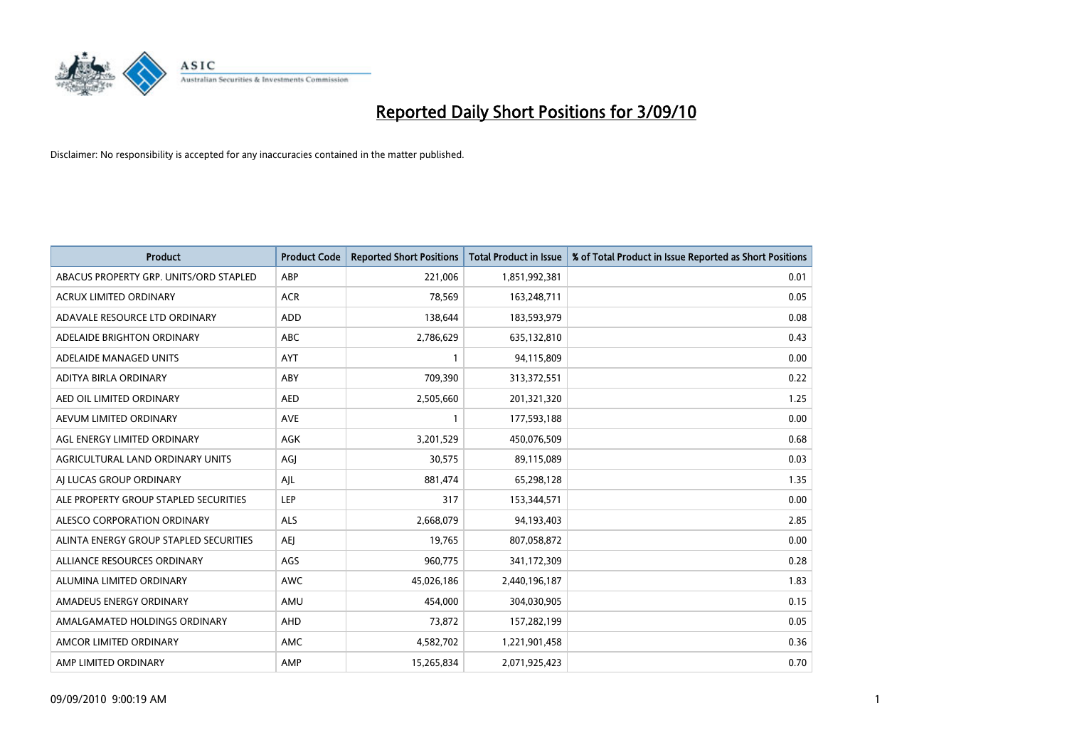# Reported Daily Short Positions for 3/09/10

Disclaimer: No responsibility is accepted for any inaccuracies contained in the matter published.

| Product | Product Code | Reported Short Positions | Total Product in Issue | % of Total Product in Issue Reported as Short Positions |
|---|---|---|---|---|
| ABACUS PROPERTY GRP. UNITS/ORD STAPLED | ABP | 221,006 | 1,851,992,381 | 0.01 |
| ACRUX LIMITED ORDINARY | ACR | 78,569 | 163,248,711 | 0.05 |
| ADAVALE RESOURCE LTD ORDINARY | ADD | 138,644 | 183,593,979 | 0.08 |
| ADELAIDE BRIGHTON ORDINARY | ABC | 2,786,629 | 635,132,810 | 0.43 |
| ADELAIDE MANAGED UNITS | AYT | 1 | 94,115,809 | 0.00 |
| ADITYA BIRLA ORDINARY | ABY | 709,390 | 313,372,551 | 0.22 |
| AED OIL LIMITED ORDINARY | AED | 2,505,660 | 201,321,320 | 1.25 |
| AEVUM LIMITED ORDINARY | AVE | 1 | 177,593,188 | 0.00 |
| AGL ENERGY LIMITED ORDINARY | AGK | 3,201,529 | 450,076,509 | 0.68 |
| AGRICULTURAL LAND ORDINARY UNITS | AGJ | 30,575 | 89,115,089 | 0.03 |
| AJ LUCAS GROUP ORDINARY | AJL | 881,474 | 65,298,128 | 1.35 |
| ALE PROPERTY GROUP STAPLED SECURITIES | LEP | 317 | 153,344,571 | 0.00 |
| ALESCO CORPORATION ORDINARY | ALS | 2,668,079 | 94,193,403 | 2.85 |
| ALINTA ENERGY GROUP STAPLED SECURITIES | AEJ | 19,765 | 807,058,872 | 0.00 |
| ALLIANCE RESOURCES ORDINARY | AGS | 960,775 | 341,172,309 | 0.28 |
| ALUMINA LIMITED ORDINARY | AWC | 45,026,186 | 2,440,196,187 | 1.83 |
| AMADEUS ENERGY ORDINARY | AMU | 454,000 | 304,030,905 | 0.15 |
| AMALGAMATED HOLDINGS ORDINARY | AHD | 73,872 | 157,282,199 | 0.05 |
| AMCOR LIMITED ORDINARY | AMC | 4,582,702 | 1,221,901,458 | 0.36 |
| AMP LIMITED ORDINARY | AMP | 15,265,834 | 2,071,925,423 | 0.70 |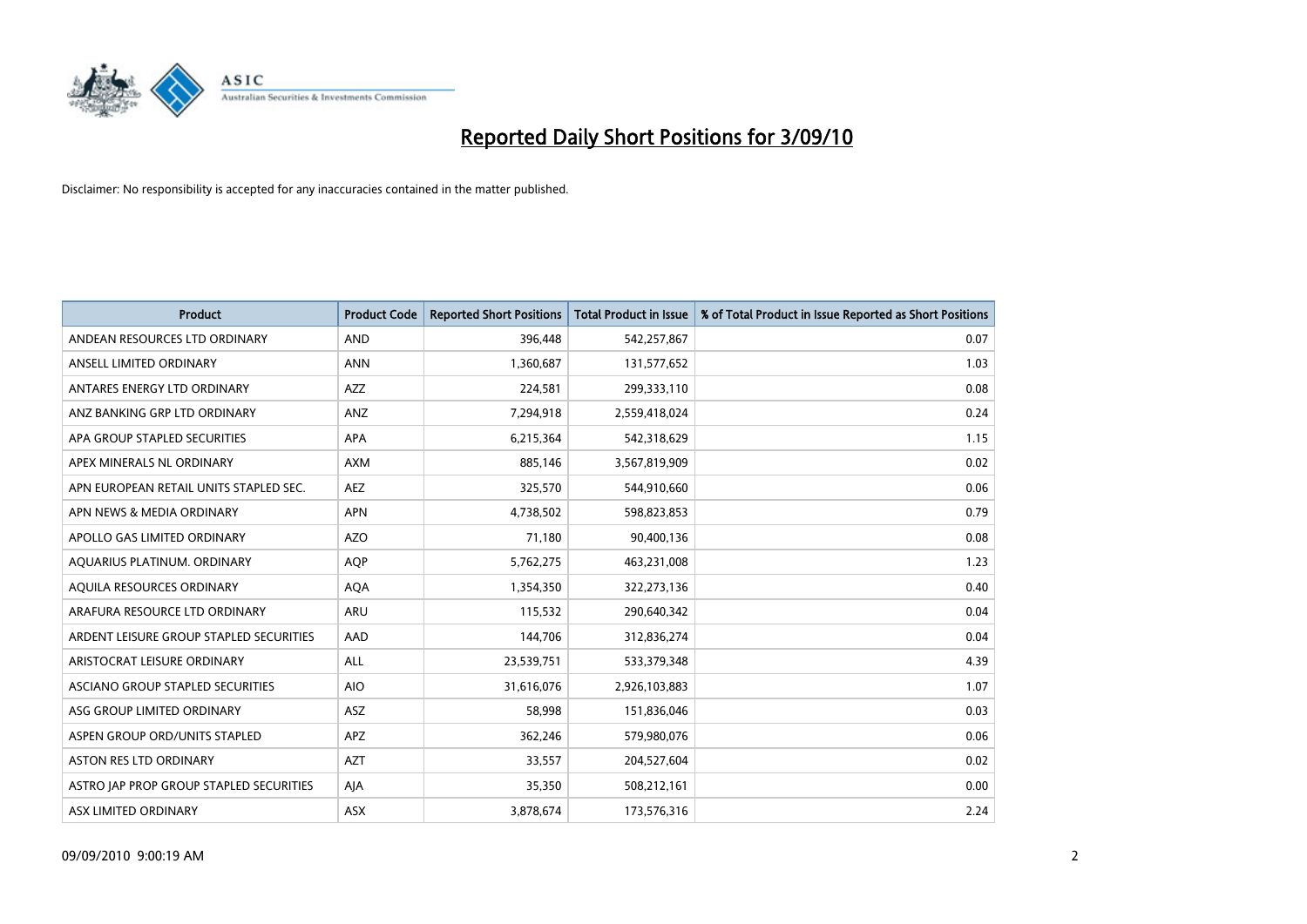# Reported Daily Short Positions for 3/09/10

Disclaimer: No responsibility is accepted for any inaccuracies contained in the matter published.

| Product | Product Code | Reported Short Positions | Total Product in Issue | % of Total Product in Issue Reported as Short Positions |
|---|---|---|---|---|
| ANDEAN RESOURCES LTD ORDINARY | AND | 396,448 | 542,257,867 | 0.07 |
| ANSELL LIMITED ORDINARY | ANN | 1,360,687 | 131,577,652 | 1.03 |
| ANTARES ENERGY LTD ORDINARY | AZZ | 224,581 | 299,333,110 | 0.08 |
| ANZ BANKING GRP LTD ORDINARY | ANZ | 7,294,918 | 2,559,418,024 | 0.24 |
| APA GROUP STAPLED SECURITIES | APA | 6,215,364 | 542,318,629 | 1.15 |
| APEX MINERALS NL ORDINARY | AXM | 885,146 | 3,567,819,909 | 0.02 |
| APN EUROPEAN RETAIL UNITS STAPLED SEC. | AEZ | 325,570 | 544,910,660 | 0.06 |
| APN NEWS & MEDIA ORDINARY | APN | 4,738,502 | 598,823,853 | 0.79 |
| APOLLO GAS LIMITED ORDINARY | AZO | 71,180 | 90,400,136 | 0.08 |
| AQUARIUS PLATINUM. ORDINARY | AQP | 5,762,275 | 463,231,008 | 1.23 |
| AQUILA RESOURCES ORDINARY | AQA | 1,354,350 | 322,273,136 | 0.40 |
| ARAFURA RESOURCE LTD ORDINARY | ARU | 115,532 | 290,640,342 | 0.04 |
| ARDENT LEISURE GROUP STAPLED SECURITIES | AAD | 144,706 | 312,836,274 | 0.04 |
| ARISTOCRAT LEISURE ORDINARY | ALL | 23,539,751 | 533,379,348 | 4.39 |
| ASCIANO GROUP STAPLED SECURITIES | AIO | 31,616,076 | 2,926,103,883 | 1.07 |
| ASG GROUP LIMITED ORDINARY | ASZ | 58,998 | 151,836,046 | 0.03 |
| ASPEN GROUP ORD/UNITS STAPLED | APZ | 362,246 | 579,980,076 | 0.06 |
| ASTON RES LTD ORDINARY | AZT | 33,557 | 204,527,604 | 0.02 |
| ASTRO JAP PROP GROUP STAPLED SECURITIES | AJA | 35,350 | 508,212,161 | 0.00 |
| ASX LIMITED ORDINARY | ASX | 3,878,674 | 173,576,316 | 2.24 |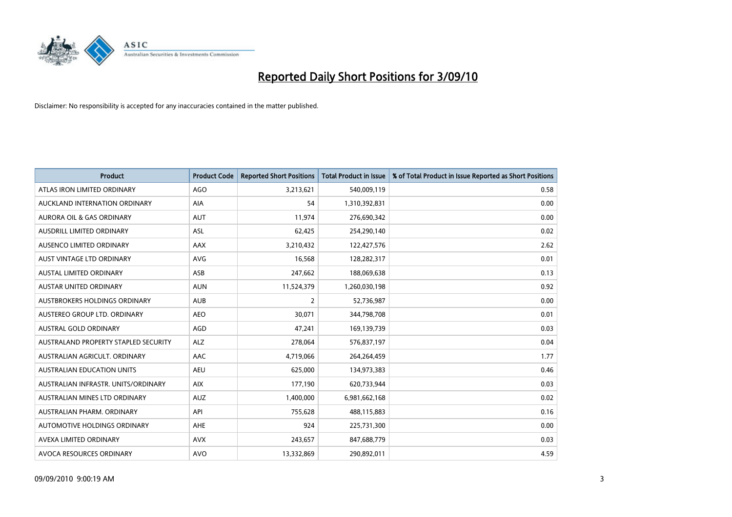# Reported Daily Short Positions for 3/09/10

Disclaimer: No responsibility is accepted for any inaccuracies contained in the matter published.

| Product | Product Code | Reported Short Positions | Total Product in Issue | % of Total Product in Issue Reported as Short Positions |
|---|---|---|---|---|
| ATLAS IRON LIMITED ORDINARY | AGO | 3,213,621 | 540,009,119 | 0.58 |
| AUCKLAND INTERNATION ORDINARY | AIA | 54 | 1,310,392,831 | 0.00 |
| AURORA OIL & GAS ORDINARY | AUT | 11,974 | 276,690,342 | 0.00 |
| AUSDRILL LIMITED ORDINARY | ASL | 62,425 | 254,290,140 | 0.02 |
| AUSENCO LIMITED ORDINARY | AAX | 3,210,432 | 122,427,576 | 2.62 |
| AUST VINTAGE LTD ORDINARY | AVG | 16,568 | 128,282,317 | 0.01 |
| AUSTAL LIMITED ORDINARY | ASB | 247,662 | 188,069,638 | 0.13 |
| AUSTAR UNITED ORDINARY | AUN | 11,524,379 | 1,260,030,198 | 0.92 |
| AUSTBROKERS HOLDINGS ORDINARY | AUB | 2 | 52,736,987 | 0.00 |
| AUSTEREO GROUP LTD. ORDINARY | AEO | 30,071 | 344,798,708 | 0.01 |
| AUSTRAL GOLD ORDINARY | AGD | 47,241 | 169,139,739 | 0.03 |
| AUSTRALAND PROPERTY STAPLED SECURITY | ALZ | 278,064 | 576,837,197 | 0.04 |
| AUSTRALIAN AGRICULT. ORDINARY | AAC | 4,719,066 | 264,264,459 | 1.77 |
| AUSTRALIAN EDUCATION UNITS | AEU | 625,000 | 134,973,383 | 0.46 |
| AUSTRALIAN INFRASTR. UNITS/ORDINARY | AIX | 177,190 | 620,733,944 | 0.03 |
| AUSTRALIAN MINES LTD ORDINARY | AUZ | 1,400,000 | 6,981,662,168 | 0.02 |
| AUSTRALIAN PHARM. ORDINARY | API | 755,628 | 488,115,883 | 0.16 |
| AUTOMOTIVE HOLDINGS ORDINARY | AHE | 924 | 225,731,300 | 0.00 |
| AVEXA LIMITED ORDINARY | AVX | 243,657 | 847,688,779 | 0.03 |
| AVOCA RESOURCES ORDINARY | AVO | 13,332,869 | 290,892,011 | 4.59 |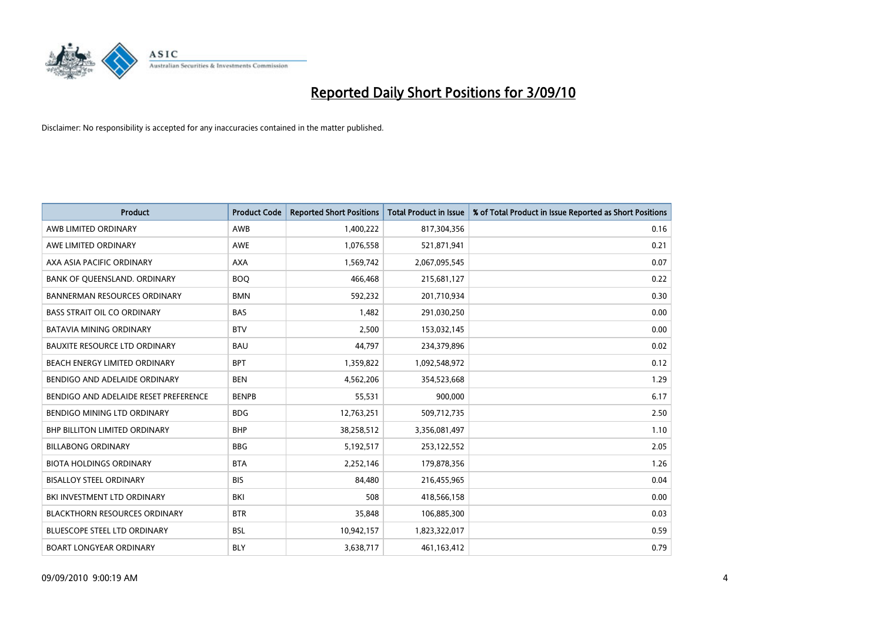# Reported Daily Short Positions for 3/09/10

Disclaimer: No responsibility is accepted for any inaccuracies contained in the matter published.

| Product | Product Code | Reported Short Positions | Total Product in Issue | % of Total Product in Issue Reported as Short Positions |
|---|---|---|---|---|
| AWB LIMITED ORDINARY | AWB | 1,400,222 | 817,304,356 | 0.16 |
| AWE LIMITED ORDINARY | AWE | 1,076,558 | 521,871,941 | 0.21 |
| AXA ASIA PACIFIC ORDINARY | AXA | 1,569,742 | 2,067,095,545 | 0.07 |
| BANK OF QUEENSLAND. ORDINARY | BOQ | 466,468 | 215,681,127 | 0.22 |
| BANNERMAN RESOURCES ORDINARY | BMN | 592,232 | 201,710,934 | 0.30 |
| BASS STRAIT OIL CO ORDINARY | BAS | 1,482 | 291,030,250 | 0.00 |
| BATAVIA MINING ORDINARY | BTV | 2,500 | 153,032,145 | 0.00 |
| BAUXITE RESOURCE LTD ORDINARY | BAU | 44,797 | 234,379,896 | 0.02 |
| BEACH ENERGY LIMITED ORDINARY | BPT | 1,359,822 | 1,092,548,972 | 0.12 |
| BENDIGO AND ADELAIDE ORDINARY | BEN | 4,562,206 | 354,523,668 | 1.29 |
| BENDIGO AND ADELAIDE RESET PREFERENCE | BENPB | 55,531 | 900,000 | 6.17 |
| BENDIGO MINING LTD ORDINARY | BDG | 12,763,251 | 509,712,735 | 2.50 |
| BHP BILLITON LIMITED ORDINARY | BHP | 38,258,512 | 3,356,081,497 | 1.10 |
| BILLABONG ORDINARY | BBG | 5,192,517 | 253,122,552 | 2.05 |
| BIOTA HOLDINGS ORDINARY | BTA | 2,252,146 | 179,878,356 | 1.26 |
| BISALLOY STEEL ORDINARY | BIS | 84,480 | 216,455,965 | 0.04 |
| BKI INVESTMENT LTD ORDINARY | BKI | 508 | 418,566,158 | 0.00 |
| BLACKTHORN RESOURCES ORDINARY | BTR | 35,848 | 106,885,300 | 0.03 |
| BLUESCOPE STEEL LTD ORDINARY | BSL | 10,942,157 | 1,823,322,017 | 0.59 |
| BOART LONGYEAR ORDINARY | BLY | 3,638,717 | 461,163,412 | 0.79 |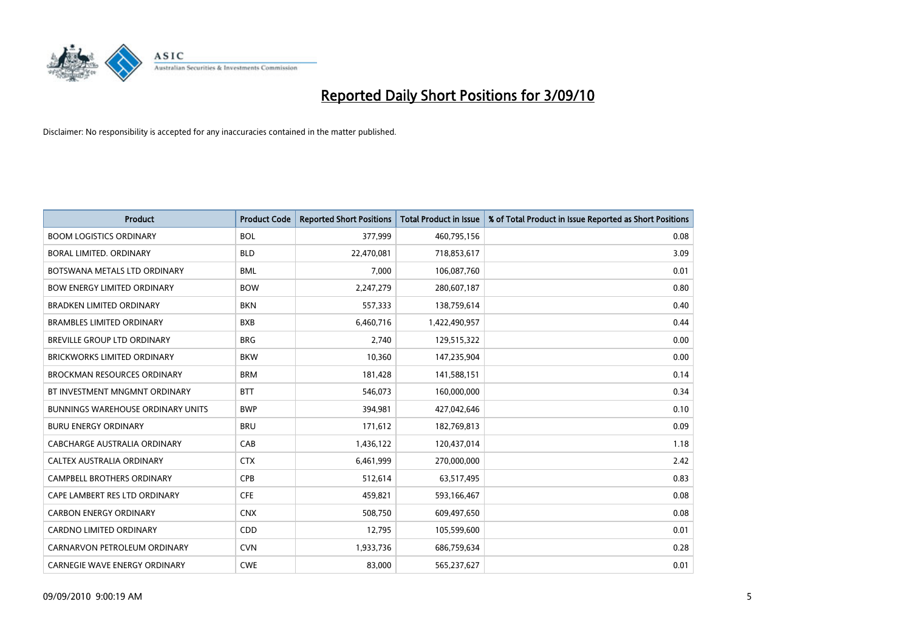# Reported Daily Short Positions for 3/09/10

Disclaimer: No responsibility is accepted for any inaccuracies contained in the matter published.

| Product | Product Code | Reported Short Positions | Total Product in Issue | % of Total Product in Issue Reported as Short Positions |
|---|---|---|---|---|
| BOOM LOGISTICS ORDINARY | BOL | 377,999 | 460,795,156 | 0.08 |
| BORAL LIMITED. ORDINARY | BLD | 22,470,081 | 718,853,617 | 3.09 |
| BOTSWANA METALS LTD ORDINARY | BML | 7,000 | 106,087,760 | 0.01 |
| BOW ENERGY LIMITED ORDINARY | BOW | 2,247,279 | 280,607,187 | 0.80 |
| BRADKEN LIMITED ORDINARY | BKN | 557,333 | 138,759,614 | 0.40 |
| BRAMBLES LIMITED ORDINARY | BXB | 6,460,716 | 1,422,490,957 | 0.44 |
| BREVILLE GROUP LTD ORDINARY | BRG | 2,740 | 129,515,322 | 0.00 |
| BRICKWORKS LIMITED ORDINARY | BKW | 10,360 | 147,235,904 | 0.00 |
| BROCKMAN RESOURCES ORDINARY | BRM | 181,428 | 141,588,151 | 0.14 |
| BT INVESTMENT MNGMNT ORDINARY | BTT | 546,073 | 160,000,000 | 0.34 |
| BUNNINGS WAREHOUSE ORDINARY UNITS | BWP | 394,981 | 427,042,646 | 0.10 |
| BURU ENERGY ORDINARY | BRU | 171,612 | 182,769,813 | 0.09 |
| CABCHARGE AUSTRALIA ORDINARY | CAB | 1,436,122 | 120,437,014 | 1.18 |
| CALTEX AUSTRALIA ORDINARY | CTX | 6,461,999 | 270,000,000 | 2.42 |
| CAMPBELL BROTHERS ORDINARY | CPB | 512,614 | 63,517,495 | 0.83 |
| CAPE LAMBERT RES LTD ORDINARY | CFE | 459,821 | 593,166,467 | 0.08 |
| CARBON ENERGY ORDINARY | CNX | 508,750 | 609,497,650 | 0.08 |
| CARDNO LIMITED ORDINARY | CDD | 12,795 | 105,599,600 | 0.01 |
| CARNARVON PETROLEUM ORDINARY | CVN | 1,933,736 | 686,759,634 | 0.28 |
| CARNEGIE WAVE ENERGY ORDINARY | CWE | 83,000 | 565,237,627 | 0.01 |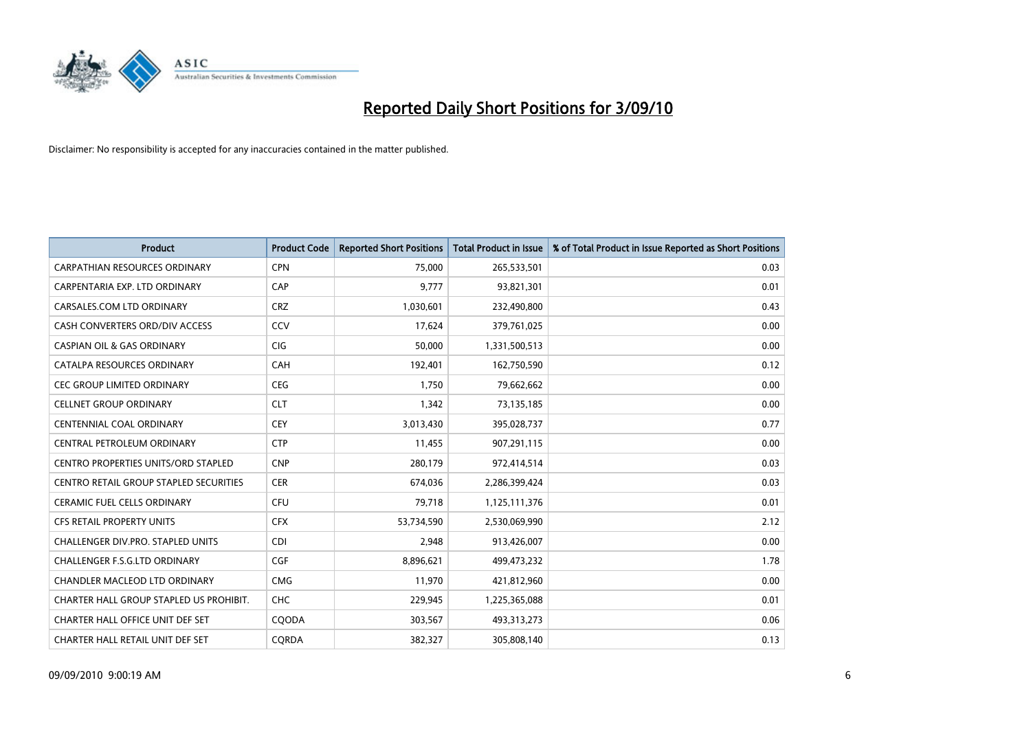# Reported Daily Short Positions for 3/09/10

Disclaimer: No responsibility is accepted for any inaccuracies contained in the matter published.

| Product | Product Code | Reported Short Positions | Total Product in Issue | % of Total Product in Issue Reported as Short Positions |
|---|---|---|---|---|
| CARPATHIAN RESOURCES ORDINARY | CPN | 75,000 | 265,533,501 | 0.03 |
| CARPENTARIA EXP. LTD ORDINARY | CAP | 9,777 | 93,821,301 | 0.01 |
| CARSALES.COM LTD ORDINARY | CRZ | 1,030,601 | 232,490,800 | 0.43 |
| CASH CONVERTERS ORD/DIV ACCESS | CCV | 17,624 | 379,761,025 | 0.00 |
| CASPIAN OIL & GAS ORDINARY | CIG | 50,000 | 1,331,500,513 | 0.00 |
| CATALPA RESOURCES ORDINARY | CAH | 192,401 | 162,750,590 | 0.12 |
| CEC GROUP LIMITED ORDINARY | CEG | 1,750 | 79,662,662 | 0.00 |
| CELLNET GROUP ORDINARY | CLT | 1,342 | 73,135,185 | 0.00 |
| CENTENNIAL COAL ORDINARY | CEY | 3,013,430 | 395,028,737 | 0.77 |
| CENTRAL PETROLEUM ORDINARY | CTP | 11,455 | 907,291,115 | 0.00 |
| CENTRO PROPERTIES UNITS/ORD STAPLED | CNP | 280,179 | 972,414,514 | 0.03 |
| CENTRO RETAIL GROUP STAPLED SECURITIES | CER | 674,036 | 2,286,399,424 | 0.03 |
| CERAMIC FUEL CELLS ORDINARY | CFU | 79,718 | 1,125,111,376 | 0.01 |
| CFS RETAIL PROPERTY UNITS | CFX | 53,734,590 | 2,530,069,990 | 2.12 |
| CHALLENGER DIV.PRO. STAPLED UNITS | CDI | 2,948 | 913,426,007 | 0.00 |
| CHALLENGER F.S.G.LTD ORDINARY | CGF | 8,896,621 | 499,473,232 | 1.78 |
| CHANDLER MACLEOD LTD ORDINARY | CMG | 11,970 | 421,812,960 | 0.00 |
| CHARTER HALL GROUP STAPLED US PROHIBIT. | CHC | 229,945 | 1,225,365,088 | 0.01 |
| CHARTER HALL OFFICE UNIT DEF SET | CQODA | 303,567 | 493,313,273 | 0.06 |
| CHARTER HALL RETAIL UNIT DEF SET | CQRDA | 382,327 | 305,808,140 | 0.13 |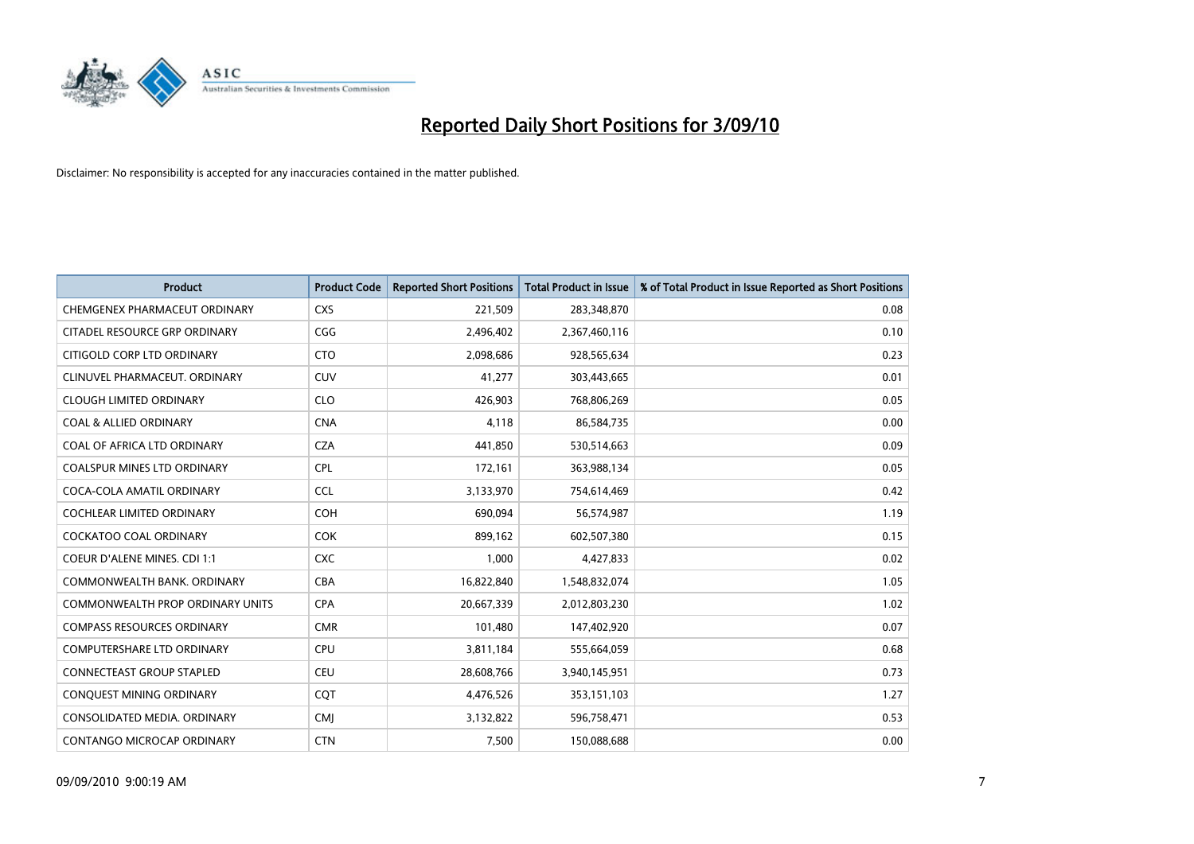# Reported Daily Short Positions for 3/09/10

Disclaimer: No responsibility is accepted for any inaccuracies contained in the matter published.

| Product | Product Code | Reported Short Positions | Total Product in Issue | % of Total Product in Issue Reported as Short Positions |
|---|---|---|---|---|
| CHEMGENEX PHARMACEUT ORDINARY | CXS | 221,509 | 283,348,870 | 0.08 |
| CITADEL RESOURCE GRP ORDINARY | CGG | 2,496,402 | 2,367,460,116 | 0.10 |
| CITIGOLD CORP LTD ORDINARY | CTO | 2,098,686 | 928,565,634 | 0.23 |
| CLINUVEL PHARMACEUT. ORDINARY | CUV | 41,277 | 303,443,665 | 0.01 |
| CLOUGH LIMITED ORDINARY | CLO | 426,903 | 768,806,269 | 0.05 |
| COAL & ALLIED ORDINARY | CNA | 4,118 | 86,584,735 | 0.00 |
| COAL OF AFRICA LTD ORDINARY | CZA | 441,850 | 530,514,663 | 0.09 |
| COALSPUR MINES LTD ORDINARY | CPL | 172,161 | 363,988,134 | 0.05 |
| COCA-COLA AMATIL ORDINARY | CCL | 3,133,970 | 754,614,469 | 0.42 |
| COCHLEAR LIMITED ORDINARY | COH | 690,094 | 56,574,987 | 1.19 |
| COCKATOO COAL ORDINARY | COK | 899,162 | 602,507,380 | 0.15 |
| COEUR D'ALENE MINES. CDI 1:1 | CXC | 1,000 | 4,427,833 | 0.02 |
| COMMONWEALTH BANK. ORDINARY | CBA | 16,822,840 | 1,548,832,074 | 1.05 |
| COMMONWEALTH PROP ORDINARY UNITS | CPA | 20,667,339 | 2,012,803,230 | 1.02 |
| COMPASS RESOURCES ORDINARY | CMR | 101,480 | 147,402,920 | 0.07 |
| COMPUTERSHARE LTD ORDINARY | CPU | 3,811,184 | 555,664,059 | 0.68 |
| CONNECTEAST GROUP STAPLED | CEU | 28,608,766 | 3,940,145,951 | 0.73 |
| CONQUEST MINING ORDINARY | CQT | 4,476,526 | 353,151,103 | 1.27 |
| CONSOLIDATED MEDIA. ORDINARY | CMJ | 3,132,822 | 596,758,471 | 0.53 |
| CONTANGO MICROCAP ORDINARY | CTN | 7,500 | 150,088,688 | 0.00 |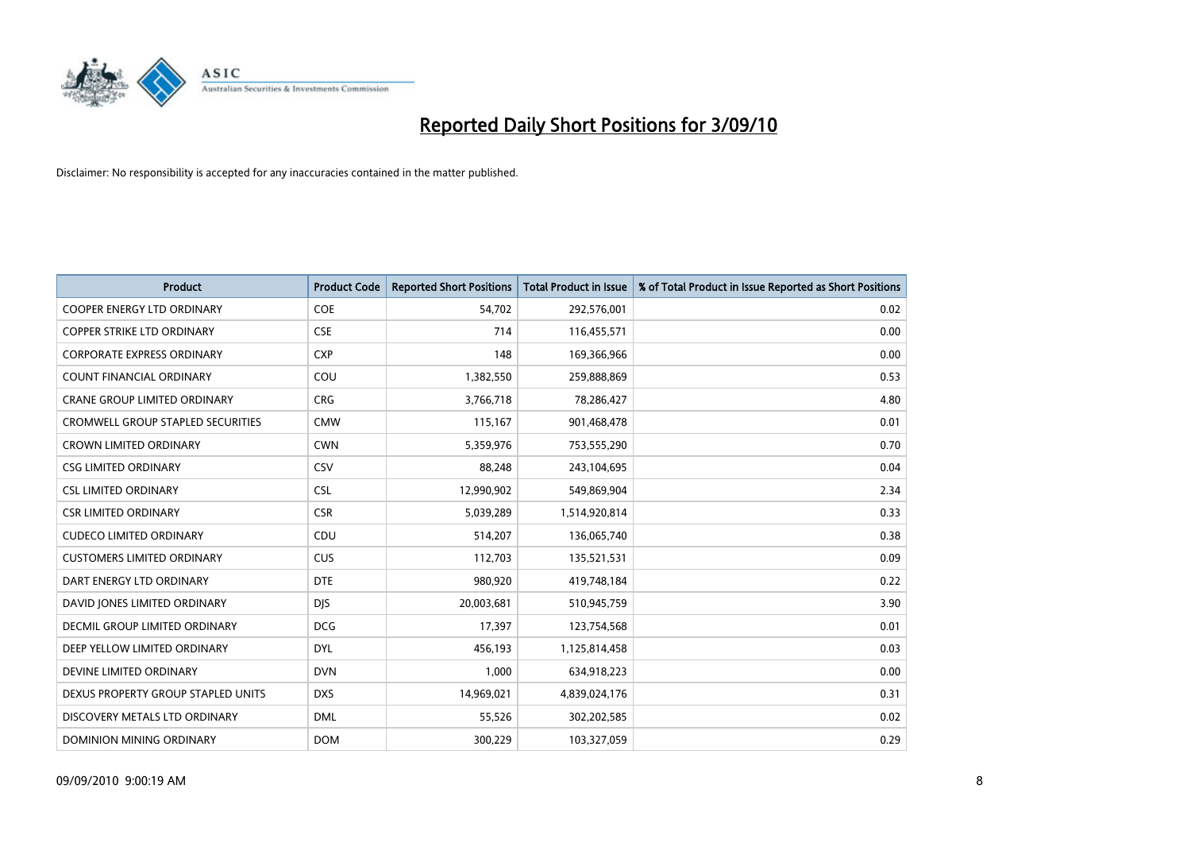# Reported Daily Short Positions for 3/09/10

Disclaimer: No responsibility is accepted for any inaccuracies contained in the matter published.

| Product | Product Code | Reported Short Positions | Total Product in Issue | % of Total Product in Issue Reported as Short Positions |
|---|---|---|---|---|
| COOPER ENERGY LTD ORDINARY | COE | 54,702 | 292,576,001 | 0.02 |
| COPPER STRIKE LTD ORDINARY | CSE | 714 | 116,455,571 | 0.00 |
| CORPORATE EXPRESS ORDINARY | CXP | 148 | 169,366,966 | 0.00 |
| COUNT FINANCIAL ORDINARY | COU | 1,382,550 | 259,888,869 | 0.53 |
| CRANE GROUP LIMITED ORDINARY | CRG | 3,766,718 | 78,286,427 | 4.80 |
| CROMWELL GROUP STAPLED SECURITIES | CMW | 115,167 | 901,468,478 | 0.01 |
| CROWN LIMITED ORDINARY | CWN | 5,359,976 | 753,555,290 | 0.70 |
| CSG LIMITED ORDINARY | CSV | 88,248 | 243,104,695 | 0.04 |
| CSL LIMITED ORDINARY | CSL | 12,990,902 | 549,869,904 | 2.34 |
| CSR LIMITED ORDINARY | CSR | 5,039,289 | 1,514,920,814 | 0.33 |
| CUDECO LIMITED ORDINARY | CDU | 514,207 | 136,065,740 | 0.38 |
| CUSTOMERS LIMITED ORDINARY | CUS | 112,703 | 135,521,531 | 0.09 |
| DART ENERGY LTD ORDINARY | DTE | 980,920 | 419,748,184 | 0.22 |
| DAVID JONES LIMITED ORDINARY | DJS | 20,003,681 | 510,945,759 | 3.90 |
| DECMIL GROUP LIMITED ORDINARY | DCG | 17,397 | 123,754,568 | 0.01 |
| DEEP YELLOW LIMITED ORDINARY | DYL | 456,193 | 1,125,814,458 | 0.03 |
| DEVINE LIMITED ORDINARY | DVN | 1,000 | 634,918,223 | 0.00 |
| DEXUS PROPERTY GROUP STAPLED UNITS | DXS | 14,969,021 | 4,839,024,176 | 0.31 |
| DISCOVERY METALS LTD ORDINARY | DML | 55,526 | 302,202,585 | 0.02 |
| DOMINION MINING ORDINARY | DOM | 300,229 | 103,327,059 | 0.29 |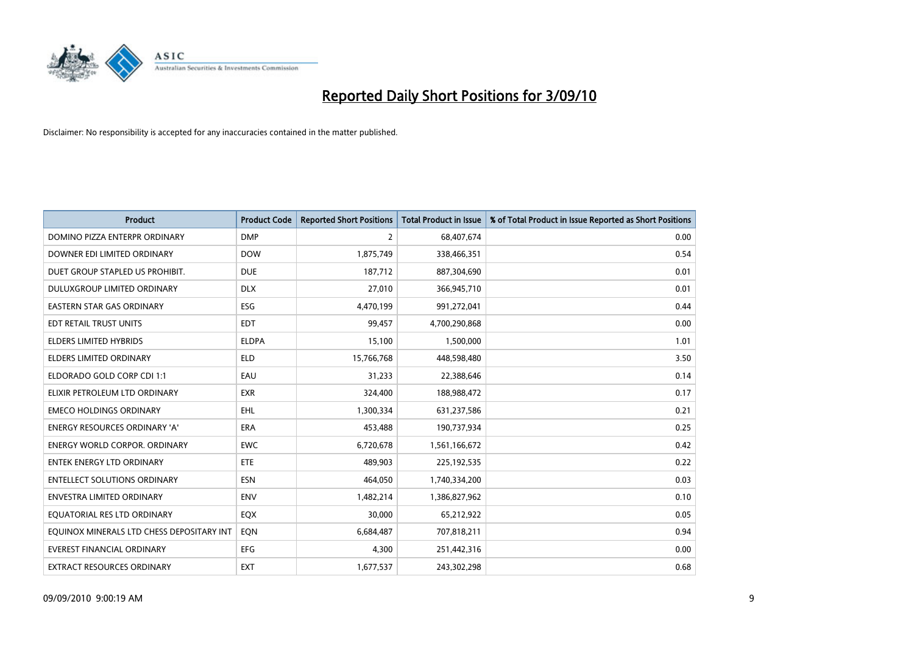# Reported Daily Short Positions for 3/09/10

Disclaimer: No responsibility is accepted for any inaccuracies contained in the matter published.

| Product | Product Code | Reported Short Positions | Total Product in Issue | % of Total Product in Issue Reported as Short Positions |
|---|---|---|---|---|
| DOMINO PIZZA ENTERPR ORDINARY | DMP | 2 | 68,407,674 | 0.00 |
| DOWNER EDI LIMITED ORDINARY | DOW | 1,875,749 | 338,466,351 | 0.54 |
| DUET GROUP STAPLED US PROHIBIT. | DUE | 187,712 | 887,304,690 | 0.01 |
| DULUXGROUP LIMITED ORDINARY | DLX | 27,010 | 366,945,710 | 0.01 |
| EASTERN STAR GAS ORDINARY | ESG | 4,470,199 | 991,272,041 | 0.44 |
| EDT RETAIL TRUST UNITS | EDT | 99,457 | 4,700,290,868 | 0.00 |
| ELDERS LIMITED HYBRIDS | ELDPA | 15,100 | 1,500,000 | 1.01 |
| ELDERS LIMITED ORDINARY | ELD | 15,766,768 | 448,598,480 | 3.50 |
| ELDORADO GOLD CORP CDI 1:1 | EAU | 31,233 | 22,388,646 | 0.14 |
| ELIXIR PETROLEUM LTD ORDINARY | EXR | 324,400 | 188,988,472 | 0.17 |
| EMECO HOLDINGS ORDINARY | EHL | 1,300,334 | 631,237,586 | 0.21 |
| ENERGY RESOURCES ORDINARY 'A' | ERA | 453,488 | 190,737,934 | 0.25 |
| ENERGY WORLD CORPOR. ORDINARY | EWC | 6,720,678 | 1,561,166,672 | 0.42 |
| ENTEK ENERGY LTD ORDINARY | ETE | 489,903 | 225,192,535 | 0.22 |
| ENTELLECT SOLUTIONS ORDINARY | ESN | 464,050 | 1,740,334,200 | 0.03 |
| ENVESTRA LIMITED ORDINARY | ENV | 1,482,214 | 1,386,827,962 | 0.10 |
| EQUATORIAL RES LTD ORDINARY | EQX | 30,000 | 65,212,922 | 0.05 |
| EQUINOX MINERALS LTD CHESS DEPOSITARY INT | EQN | 6,684,487 | 707,818,211 | 0.94 |
| EVEREST FINANCIAL ORDINARY | EFG | 4,300 | 251,442,316 | 0.00 |
| EXTRACT RESOURCES ORDINARY | EXT | 1,677,537 | 243,302,298 | 0.68 |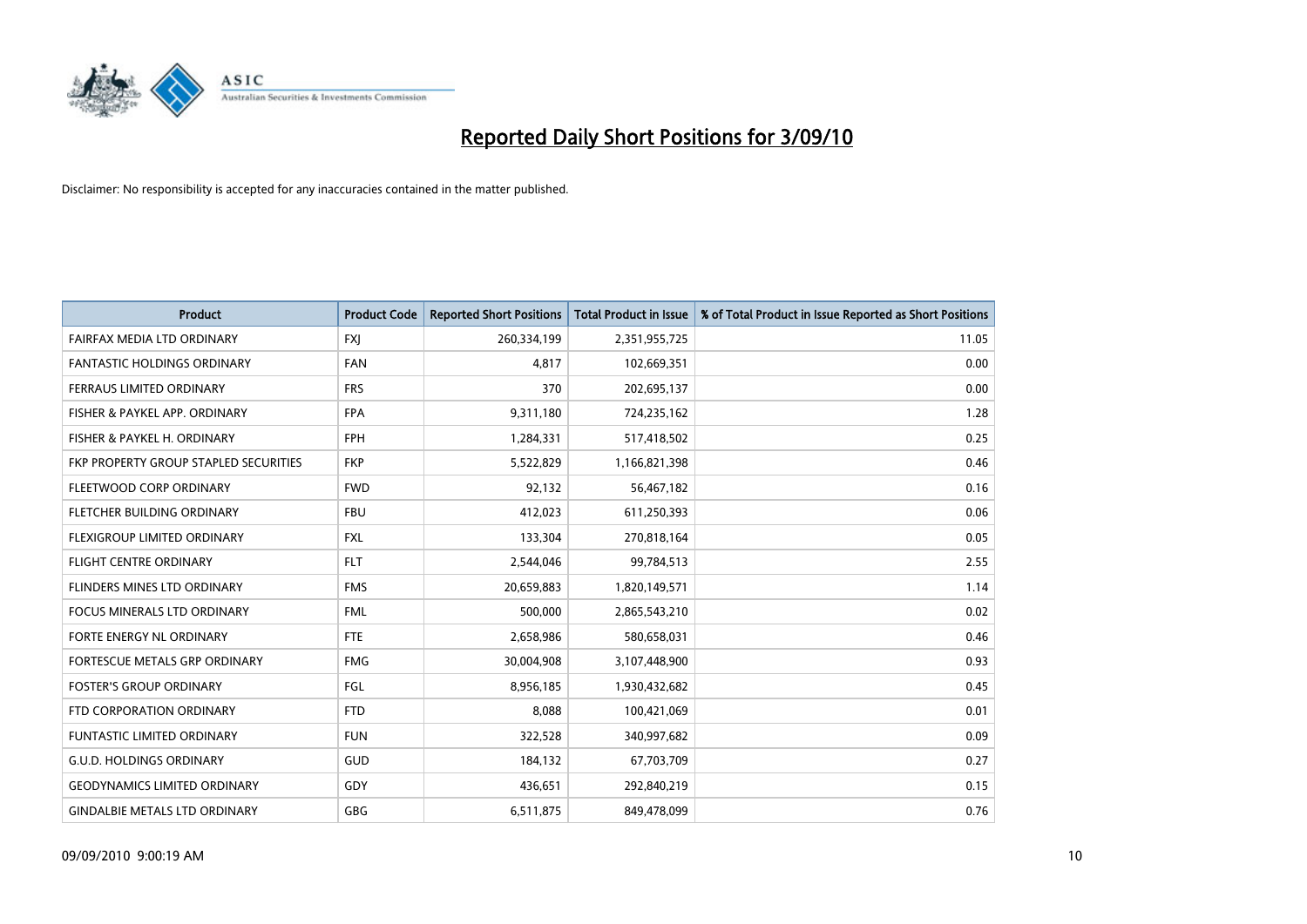# Reported Daily Short Positions for 3/09/10

Disclaimer: No responsibility is accepted for any inaccuracies contained in the matter published.

| Product | Product Code | Reported Short Positions | Total Product in Issue | % of Total Product in Issue Reported as Short Positions |
|---|---|---|---|---|
| FAIRFAX MEDIA LTD ORDINARY | FXJ | 260,334,199 | 2,351,955,725 | 11.05 |
| FANTASTIC HOLDINGS ORDINARY | FAN | 4,817 | 102,669,351 | 0.00 |
| FERRAUS LIMITED ORDINARY | FRS | 370 | 202,695,137 | 0.00 |
| FISHER & PAYKEL APP. ORDINARY | FPA | 9,311,180 | 724,235,162 | 1.28 |
| FISHER & PAYKEL H. ORDINARY | FPH | 1,284,331 | 517,418,502 | 0.25 |
| FKP PROPERTY GROUP STAPLED SECURITIES | FKP | 5,522,829 | 1,166,821,398 | 0.46 |
| FLEETWOOD CORP ORDINARY | FWD | 92,132 | 56,467,182 | 0.16 |
| FLETCHER BUILDING ORDINARY | FBU | 412,023 | 611,250,393 | 0.06 |
| FLEXIGROUP LIMITED ORDINARY | FXL | 133,304 | 270,818,164 | 0.05 |
| FLIGHT CENTRE ORDINARY | FLT | 2,544,046 | 99,784,513 | 2.55 |
| FLINDERS MINES LTD ORDINARY | FMS | 20,659,883 | 1,820,149,571 | 1.14 |
| FOCUS MINERALS LTD ORDINARY | FML | 500,000 | 2,865,543,210 | 0.02 |
| FORTE ENERGY NL ORDINARY | FTE | 2,658,986 | 580,658,031 | 0.46 |
| FORTESCUE METALS GRP ORDINARY | FMG | 30,004,908 | 3,107,448,900 | 0.93 |
| FOSTER'S GROUP ORDINARY | FGL | 8,956,185 | 1,930,432,682 | 0.45 |
| FTD CORPORATION ORDINARY | FTD | 8,088 | 100,421,069 | 0.01 |
| FUNTASTIC LIMITED ORDINARY | FUN | 322,528 | 340,997,682 | 0.09 |
| G.U.D. HOLDINGS ORDINARY | GUD | 184,132 | 67,703,709 | 0.27 |
| GEODYNAMICS LIMITED ORDINARY | GDY | 436,651 | 292,840,219 | 0.15 |
| GINDALBIE METALS LTD ORDINARY | GBG | 6,511,875 | 849,478,099 | 0.76 |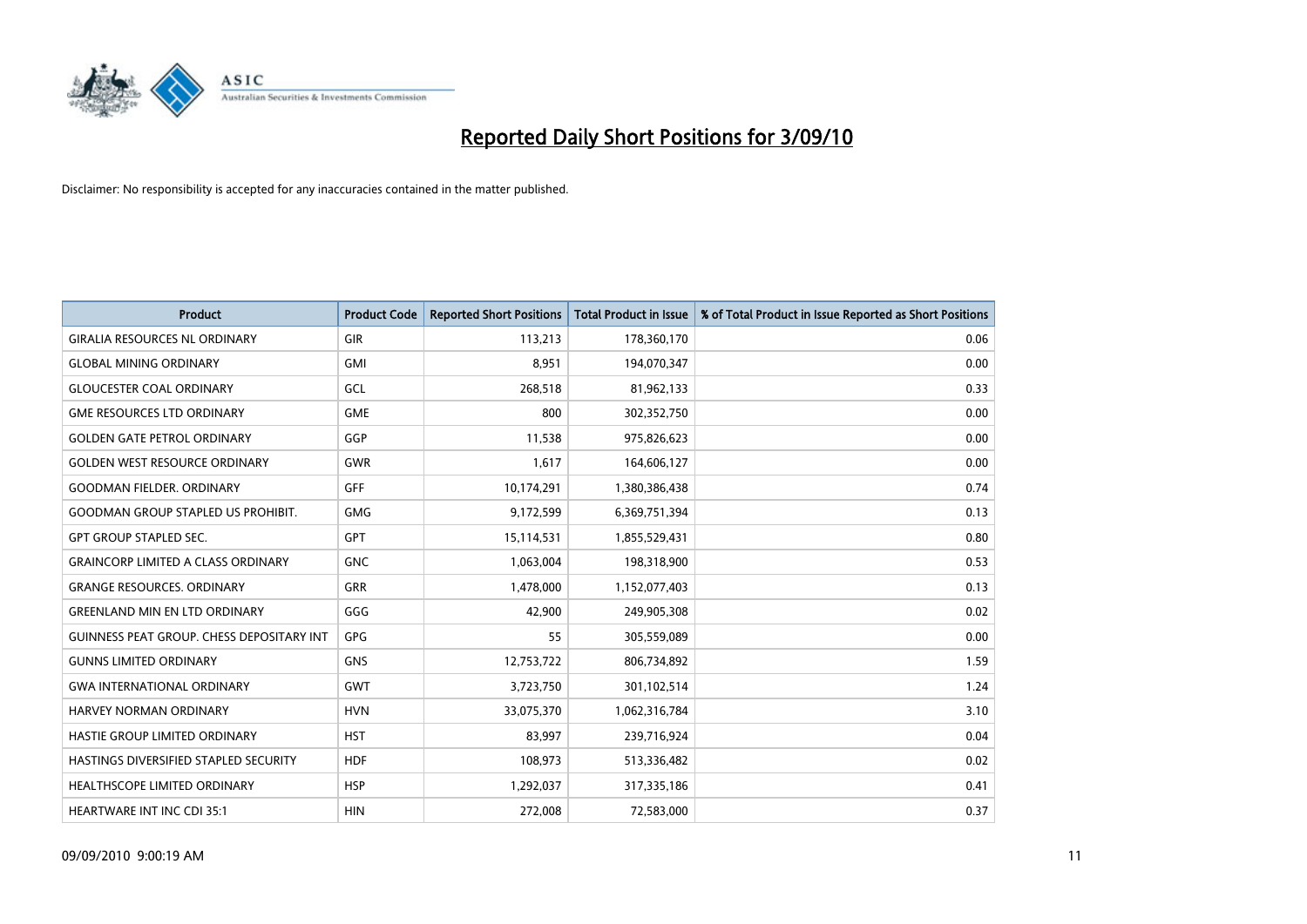# Reported Daily Short Positions for 3/09/10

Disclaimer: No responsibility is accepted for any inaccuracies contained in the matter published.

| Product | Product Code | Reported Short Positions | Total Product in Issue | % of Total Product in Issue Reported as Short Positions |
|---|---|---|---|---|
| GIRALIA RESOURCES NL ORDINARY | GIR | 113,213 | 178,360,170 | 0.06 |
| GLOBAL MINING ORDINARY | GMI | 8,951 | 194,070,347 | 0.00 |
| GLOUCESTER COAL ORDINARY | GCL | 268,518 | 81,962,133 | 0.33 |
| GME RESOURCES LTD ORDINARY | GME | 800 | 302,352,750 | 0.00 |
| GOLDEN GATE PETROL ORDINARY | GGP | 11,538 | 975,826,623 | 0.00 |
| GOLDEN WEST RESOURCE ORDINARY | GWR | 1,617 | 164,606,127 | 0.00 |
| GOODMAN FIELDER. ORDINARY | GFF | 10,174,291 | 1,380,386,438 | 0.74 |
| GOODMAN GROUP STAPLED US PROHIBIT. | GMG | 9,172,599 | 6,369,751,394 | 0.13 |
| GPT GROUP STAPLED SEC. | GPT | 15,114,531 | 1,855,529,431 | 0.80 |
| GRAINCORP LIMITED A CLASS ORDINARY | GNC | 1,063,004 | 198,318,900 | 0.53 |
| GRANGE RESOURCES. ORDINARY | GRR | 1,478,000 | 1,152,077,403 | 0.13 |
| GREENLAND MIN EN LTD ORDINARY | GGG | 42,900 | 249,905,308 | 0.02 |
| GUINNESS PEAT GROUP. CHESS DEPOSITARY INT | GPG | 55 | 305,559,089 | 0.00 |
| GUNNS LIMITED ORDINARY | GNS | 12,753,722 | 806,734,892 | 1.59 |
| GWA INTERNATIONAL ORDINARY | GWT | 3,723,750 | 301,102,514 | 1.24 |
| HARVEY NORMAN ORDINARY | HVN | 33,075,370 | 1,062,316,784 | 3.10 |
| HASTIE GROUP LIMITED ORDINARY | HST | 83,997 | 239,716,924 | 0.04 |
| HASTINGS DIVERSIFIED STAPLED SECURITY | HDF | 108,973 | 513,336,482 | 0.02 |
| HEALTHSCOPE LIMITED ORDINARY | HSP | 1,292,037 | 317,335,186 | 0.41 |
| HEARTWARE INT INC CDI 35:1 | HIN | 272,008 | 72,583,000 | 0.37 |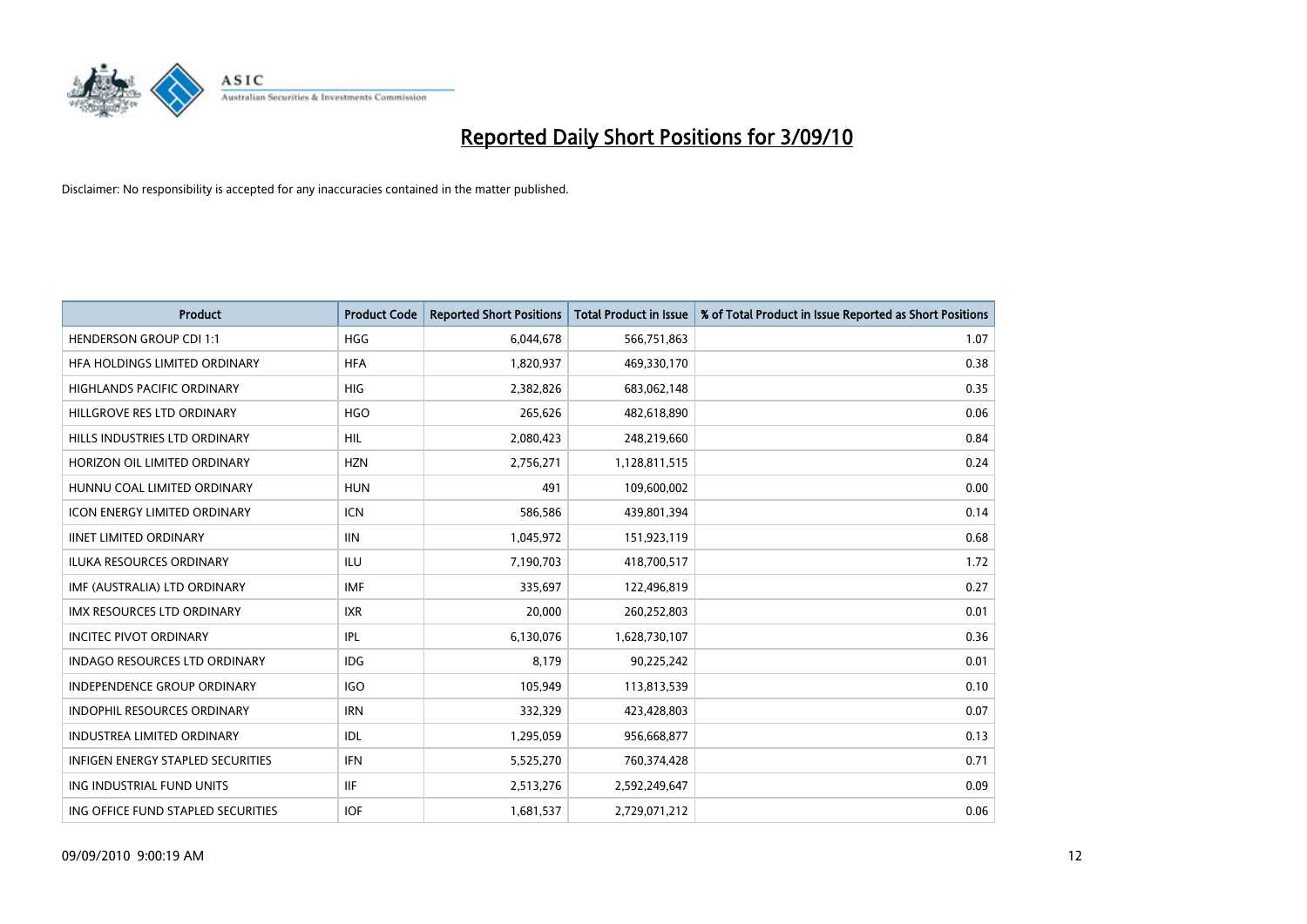# Reported Daily Short Positions for 3/09/10

Disclaimer: No responsibility is accepted for any inaccuracies contained in the matter published.

| Product | Product Code | Reported Short Positions | Total Product in Issue | % of Total Product in Issue Reported as Short Positions |
|---|---|---|---|---|
| HENDERSON GROUP CDI 1:1 | HGG | 6,044,678 | 566,751,863 | 1.07 |
| HFA HOLDINGS LIMITED ORDINARY | HFA | 1,820,937 | 469,330,170 | 0.38 |
| HIGHLANDS PACIFIC ORDINARY | HIG | 2,382,826 | 683,062,148 | 0.35 |
| HILLGROVE RES LTD ORDINARY | HGO | 265,626 | 482,618,890 | 0.06 |
| HILLS INDUSTRIES LTD ORDINARY | HIL | 2,080,423 | 248,219,660 | 0.84 |
| HORIZON OIL LIMITED ORDINARY | HZN | 2,756,271 | 1,128,811,515 | 0.24 |
| HUNNU COAL LIMITED ORDINARY | HUN | 491 | 109,600,002 | 0.00 |
| ICON ENERGY LIMITED ORDINARY | ICN | 586,586 | 439,801,394 | 0.14 |
| IINET LIMITED ORDINARY | IIN | 1,045,972 | 151,923,119 | 0.68 |
| ILUKA RESOURCES ORDINARY | ILU | 7,190,703 | 418,700,517 | 1.72 |
| IMF (AUSTRALIA) LTD ORDINARY | IMF | 335,697 | 122,496,819 | 0.27 |
| IMX RESOURCES LTD ORDINARY | IXR | 20,000 | 260,252,803 | 0.01 |
| INCITEC PIVOT ORDINARY | IPL | 6,130,076 | 1,628,730,107 | 0.36 |
| INDAGO RESOURCES LTD ORDINARY | IDG | 8,179 | 90,225,242 | 0.01 |
| INDEPENDENCE GROUP ORDINARY | IGO | 105,949 | 113,813,539 | 0.10 |
| INDOPHIL RESOURCES ORDINARY | IRN | 332,329 | 423,428,803 | 0.07 |
| INDUSTREA LIMITED ORDINARY | IDL | 1,295,059 | 956,668,877 | 0.13 |
| INFIGEN ENERGY STAPLED SECURITIES | IFN | 5,525,270 | 760,374,428 | 0.71 |
| ING INDUSTRIAL FUND UNITS | IIF | 2,513,276 | 2,592,249,647 | 0.09 |
| ING OFFICE FUND STAPLED SECURITIES | IOF | 1,681,537 | 2,729,071,212 | 0.06 |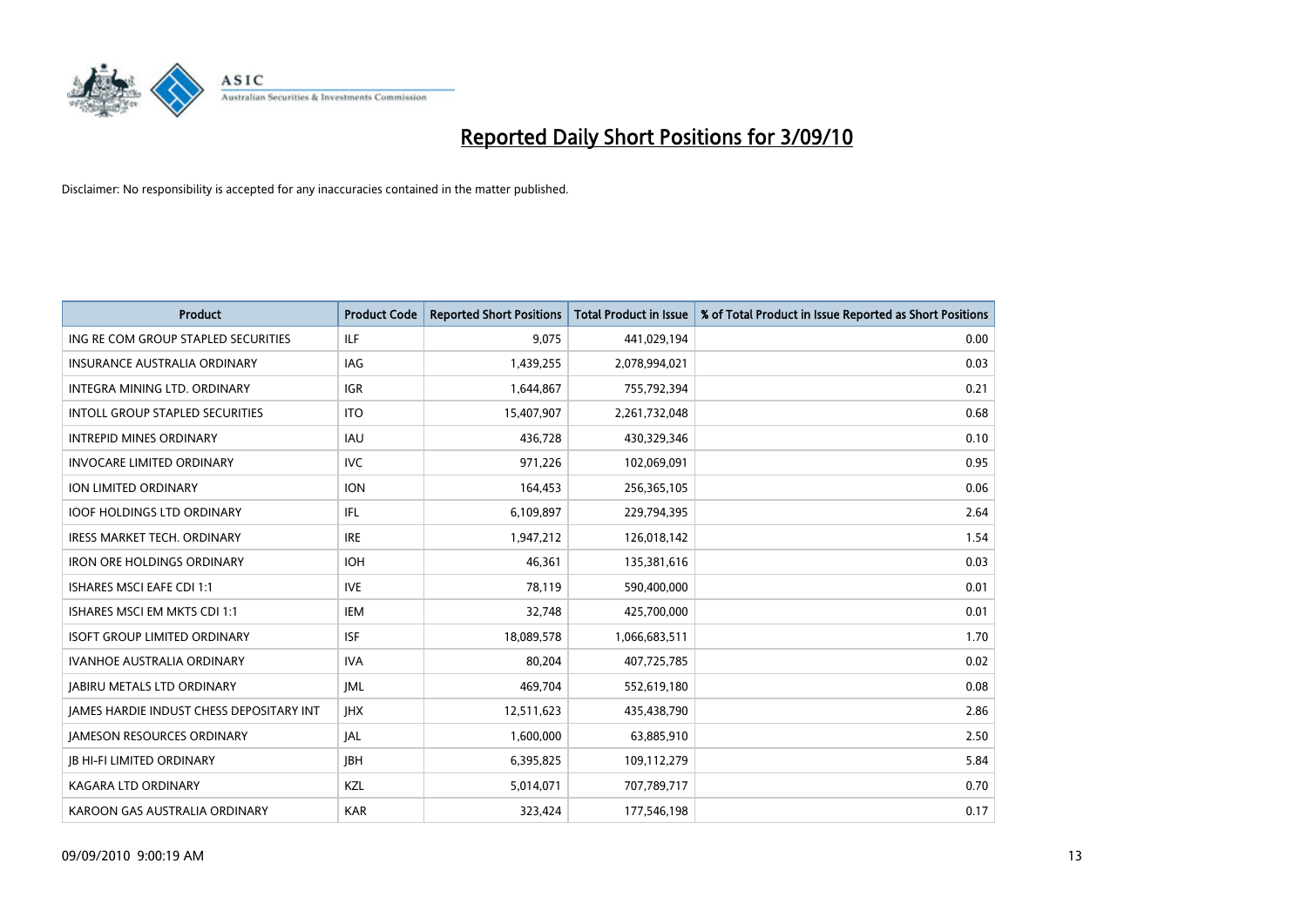# Reported Daily Short Positions for 3/09/10

Disclaimer: No responsibility is accepted for any inaccuracies contained in the matter published.

| Product | Product Code | Reported Short Positions | Total Product in Issue | % of Total Product in Issue Reported as Short Positions |
|---|---|---|---|---|
| ING RE COM GROUP STAPLED SECURITIES | ILF | 9,075 | 441,029,194 | 0.00 |
| INSURANCE AUSTRALIA ORDINARY | IAG | 1,439,255 | 2,078,994,021 | 0.03 |
| INTEGRA MINING LTD. ORDINARY | IGR | 1,644,867 | 755,792,394 | 0.21 |
| INTOLL GROUP STAPLED SECURITIES | ITO | 15,407,907 | 2,261,732,048 | 0.68 |
| INTREPID MINES ORDINARY | IAU | 436,728 | 430,329,346 | 0.10 |
| INVOCARE LIMITED ORDINARY | IVC | 971,226 | 102,069,091 | 0.95 |
| ION LIMITED ORDINARY | ION | 164,453 | 256,365,105 | 0.06 |
| IOOF HOLDINGS LTD ORDINARY | IFL | 6,109,897 | 229,794,395 | 2.64 |
| IRESS MARKET TECH. ORDINARY | IRE | 1,947,212 | 126,018,142 | 1.54 |
| IRON ORE HOLDINGS ORDINARY | IOH | 46,361 | 135,381,616 | 0.03 |
| ISHARES MSCI EAFE CDI 1:1 | IVE | 78,119 | 590,400,000 | 0.01 |
| ISHARES MSCI EM MKTS CDI 1:1 | IEM | 32,748 | 425,700,000 | 0.01 |
| ISOFT GROUP LIMITED ORDINARY | ISF | 18,089,578 | 1,066,683,511 | 1.70 |
| IVANHOE AUSTRALIA ORDINARY | IVA | 80,204 | 407,725,785 | 0.02 |
| JABIRU METALS LTD ORDINARY | JML | 469,704 | 552,619,180 | 0.08 |
| JAMES HARDIE INDUST CHESS DEPOSITARY INT | JHX | 12,511,623 | 435,438,790 | 2.86 |
| JAMESON RESOURCES ORDINARY | JAL | 1,600,000 | 63,885,910 | 2.50 |
| JB HI-FI LIMITED ORDINARY | JBH | 6,395,825 | 109,112,279 | 5.84 |
| KAGARA LTD ORDINARY | KZL | 5,014,071 | 707,789,717 | 0.70 |
| KAROON GAS AUSTRALIA ORDINARY | KAR | 323,424 | 177,546,198 | 0.17 |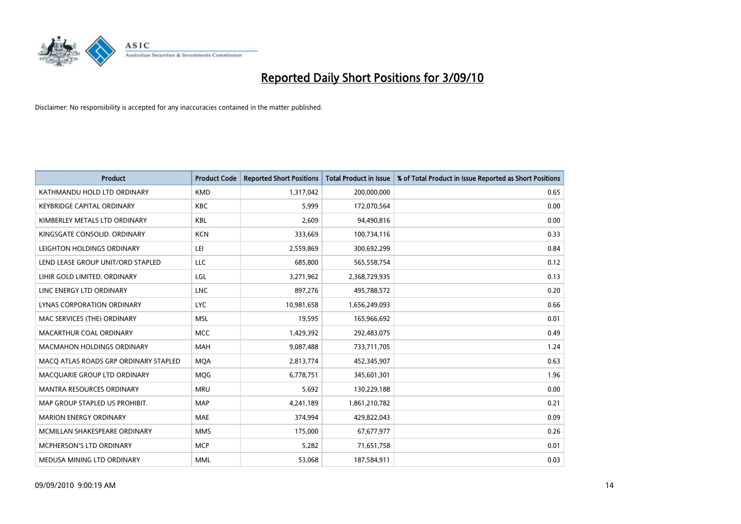# Reported Daily Short Positions for 3/09/10

Disclaimer: No responsibility is accepted for any inaccuracies contained in the matter published.

| Product | Product Code | Reported Short Positions | Total Product in Issue | % of Total Product in Issue Reported as Short Positions |
|---|---|---|---|---|
| KATHMANDU HOLD LTD ORDINARY | KMD | 1,317,042 | 200,000,000 | 0.65 |
| KEYBRIDGE CAPITAL ORDINARY | KBC | 5,999 | 172,070,564 | 0.00 |
| KIMBERLEY METALS LTD ORDINARY | KBL | 2,609 | 94,490,816 | 0.00 |
| KINGSGATE CONSOLID. ORDINARY | KCN | 333,669 | 100,734,116 | 0.33 |
| LEIGHTON HOLDINGS ORDINARY | LEI | 2,559,869 | 300,692,299 | 0.84 |
| LEND LEASE GROUP UNIT/ORD STAPLED | LLC | 685,800 | 565,558,754 | 0.12 |
| LIHIR GOLD LIMITED. ORDINARY | LGL | 3,271,962 | 2,368,729,935 | 0.13 |
| LINC ENERGY LTD ORDINARY | LNC | 897,276 | 495,788,572 | 0.20 |
| LYNAS CORPORATION ORDINARY | LYC | 10,981,658 | 1,656,249,093 | 0.66 |
| MAC SERVICES (THE) ORDINARY | MSL | 19,595 | 165,966,692 | 0.01 |
| MACARTHUR COAL ORDINARY | MCC | 1,429,392 | 292,483,075 | 0.49 |
| MACMAHON HOLDINGS ORDINARY | MAH | 9,087,488 | 733,711,705 | 1.24 |
| MACQ ATLAS ROADS GRP ORDINARY STAPLED | MQA | 2,813,774 | 452,345,907 | 0.63 |
| MACQUARIE GROUP LTD ORDINARY | MQG | 6,778,751 | 345,601,301 | 1.96 |
| MANTRA RESOURCES ORDINARY | MRU | 5,692 | 130,229,188 | 0.00 |
| MAP GROUP STAPLED US PROHIBIT. | MAP | 4,241,189 | 1,861,210,782 | 0.21 |
| MARION ENERGY ORDINARY | MAE | 374,994 | 429,822,043 | 0.09 |
| MCMILLAN SHAKESPEARE ORDINARY | MMS | 175,000 | 67,677,977 | 0.26 |
| MCPHERSON'S LTD ORDINARY | MCP | 5,282 | 71,651,758 | 0.01 |
| MEDUSA MINING LTD ORDINARY | MML | 53,068 | 187,584,911 | 0.03 |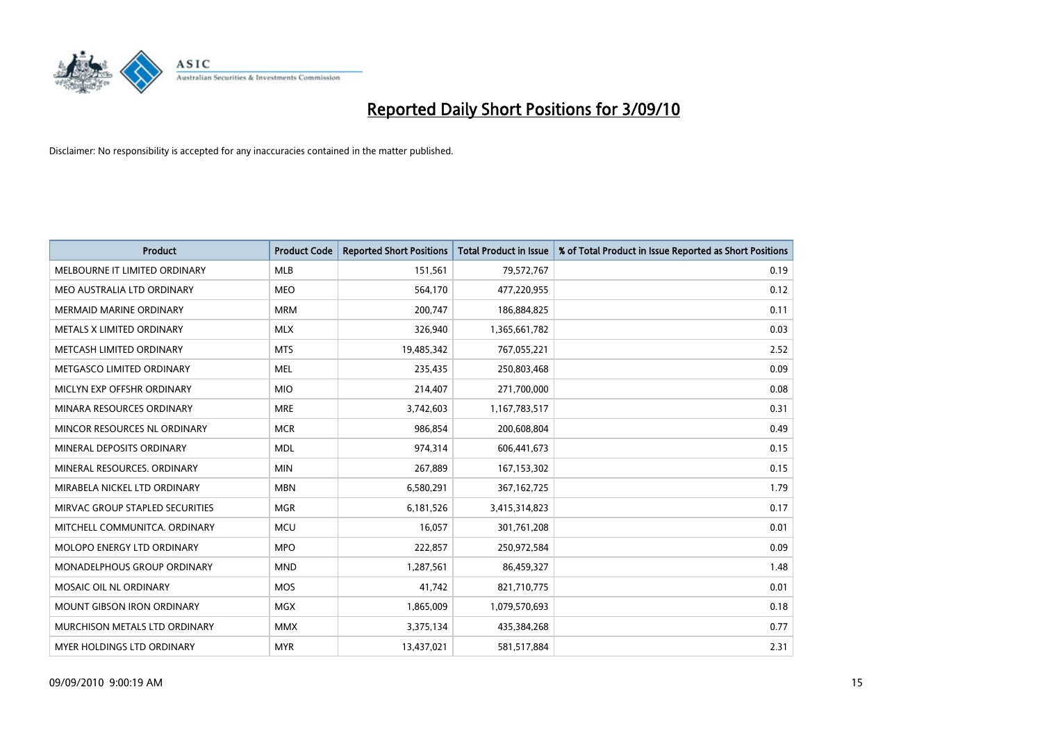# Reported Daily Short Positions for 3/09/10

Disclaimer: No responsibility is accepted for any inaccuracies contained in the matter published.

| Product | Product Code | Reported Short Positions | Total Product in Issue | % of Total Product in Issue Reported as Short Positions |
|---|---|---|---|---|
| MELBOURNE IT LIMITED ORDINARY | MLB | 151,561 | 79,572,767 | 0.19 |
| MEO AUSTRALIA LTD ORDINARY | MEO | 564,170 | 477,220,955 | 0.12 |
| MERMAID MARINE ORDINARY | MRM | 200,747 | 186,884,825 | 0.11 |
| METALS X LIMITED ORDINARY | MLX | 326,940 | 1,365,661,782 | 0.03 |
| METCASH LIMITED ORDINARY | MTS | 19,485,342 | 767,055,221 | 2.52 |
| METGASCO LIMITED ORDINARY | MEL | 235,435 | 250,803,468 | 0.09 |
| MICLYN EXP OFFSHR ORDINARY | MIO | 214,407 | 271,700,000 | 0.08 |
| MINARA RESOURCES ORDINARY | MRE | 3,742,603 | 1,167,783,517 | 0.31 |
| MINCOR RESOURCES NL ORDINARY | MCR | 986,854 | 200,608,804 | 0.49 |
| MINERAL DEPOSITS ORDINARY | MDL | 974,314 | 606,441,673 | 0.15 |
| MINERAL RESOURCES. ORDINARY | MIN | 267,889 | 167,153,302 | 0.15 |
| MIRABELA NICKEL LTD ORDINARY | MBN | 6,580,291 | 367,162,725 | 1.79 |
| MIRVAC GROUP STAPLED SECURITIES | MGR | 6,181,526 | 3,415,314,823 | 0.17 |
| MITCHELL COMMUNITCA. ORDINARY | MCU | 16,057 | 301,761,208 | 0.01 |
| MOLOPO ENERGY LTD ORDINARY | MPO | 222,857 | 250,972,584 | 0.09 |
| MONADELPHOUS GROUP ORDINARY | MND | 1,287,561 | 86,459,327 | 1.48 |
| MOSAIC OIL NL ORDINARY | MOS | 41,742 | 821,710,775 | 0.01 |
| MOUNT GIBSON IRON ORDINARY | MGX | 1,865,009 | 1,079,570,693 | 0.18 |
| MURCHISON METALS LTD ORDINARY | MMX | 3,375,134 | 435,384,268 | 0.77 |
| MYER HOLDINGS LTD ORDINARY | MYR | 13,437,021 | 581,517,884 | 2.31 |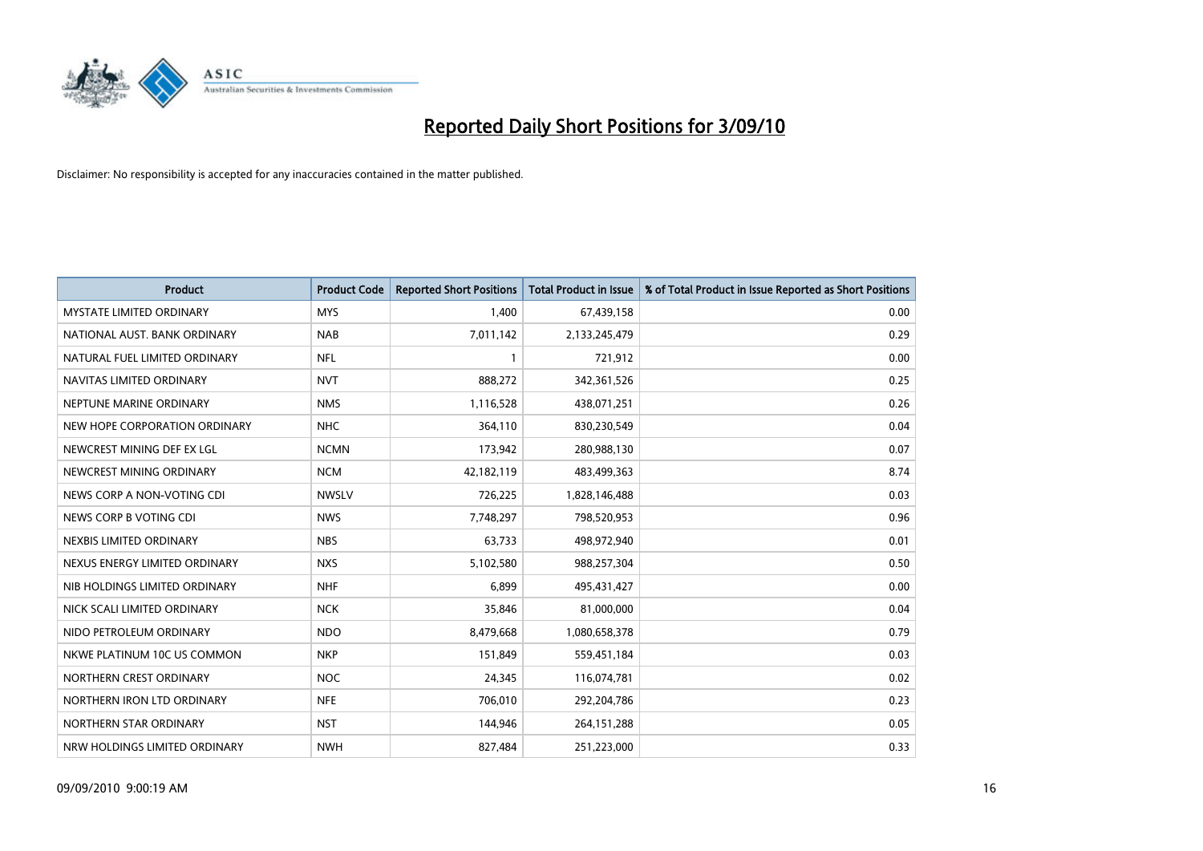# Reported Daily Short Positions for 3/09/10

Disclaimer: No responsibility is accepted for any inaccuracies contained in the matter published.

| Product | Product Code | Reported Short Positions | Total Product in Issue | % of Total Product in Issue Reported as Short Positions |
|---|---|---|---|---|
| MYSTATE LIMITED ORDINARY | MYS | 1,400 | 67,439,158 | 0.00 |
| NATIONAL AUST. BANK ORDINARY | NAB | 7,011,142 | 2,133,245,479 | 0.29 |
| NATURAL FUEL LIMITED ORDINARY | NFL | 1 | 721,912 | 0.00 |
| NAVITAS LIMITED ORDINARY | NVT | 888,272 | 342,361,526 | 0.25 |
| NEPTUNE MARINE ORDINARY | NMS | 1,116,528 | 438,071,251 | 0.26 |
| NEW HOPE CORPORATION ORDINARY | NHC | 364,110 | 830,230,549 | 0.04 |
| NEWCREST MINING DEF EX LGL | NCMN | 173,942 | 280,988,130 | 0.07 |
| NEWCREST MINING ORDINARY | NCM | 42,182,119 | 483,499,363 | 8.74 |
| NEWS CORP A NON-VOTING CDI | NWSLV | 726,225 | 1,828,146,488 | 0.03 |
| NEWS CORP B VOTING CDI | NWS | 7,748,297 | 798,520,953 | 0.96 |
| NEXBIS LIMITED ORDINARY | NBS | 63,733 | 498,972,940 | 0.01 |
| NEXUS ENERGY LIMITED ORDINARY | NXS | 5,102,580 | 988,257,304 | 0.50 |
| NIB HOLDINGS LIMITED ORDINARY | NHF | 6,899 | 495,431,427 | 0.00 |
| NICK SCALI LIMITED ORDINARY | NCK | 35,846 | 81,000,000 | 0.04 |
| NIDO PETROLEUM ORDINARY | NDO | 8,479,668 | 1,080,658,378 | 0.79 |
| NKWE PLATINUM 10C US COMMON | NKP | 151,849 | 559,451,184 | 0.03 |
| NORTHERN CREST ORDINARY | NOC | 24,345 | 116,074,781 | 0.02 |
| NORTHERN IRON LTD ORDINARY | NFE | 706,010 | 292,204,786 | 0.23 |
| NORTHERN STAR ORDINARY | NST | 144,946 | 264,151,288 | 0.05 |
| NRW HOLDINGS LIMITED ORDINARY | NWH | 827,484 | 251,223,000 | 0.33 |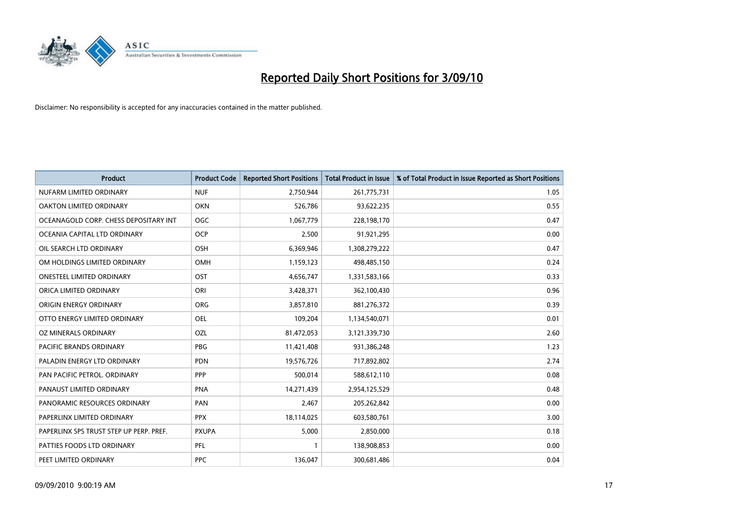# Reported Daily Short Positions for 3/09/10

Disclaimer: No responsibility is accepted for any inaccuracies contained in the matter published.

| Product | Product Code | Reported Short Positions | Total Product in Issue | % of Total Product in Issue Reported as Short Positions |
| --- | --- | --- | --- | --- |
| NUFARM LIMITED ORDINARY | NUF | 2,750,944 | 261,775,731 | 1.05 |
| OAKTON LIMITED ORDINARY | OKN | 526,786 | 93,622,235 | 0.55 |
| OCEANAGOLD CORP. CHESS DEPOSITARY INT | OGC | 1,067,779 | 228,198,170 | 0.47 |
| OCEANIA CAPITAL LTD ORDINARY | OCP | 2,500 | 91,921,295 | 0.00 |
| OIL SEARCH LTD ORDINARY | OSH | 6,369,946 | 1,308,279,222 | 0.47 |
| OM HOLDINGS LIMITED ORDINARY | OMH | 1,159,123 | 498,485,150 | 0.24 |
| ONESTEEL LIMITED ORDINARY | OST | 4,656,747 | 1,331,583,166 | 0.33 |
| ORICA LIMITED ORDINARY | ORI | 3,428,371 | 362,100,430 | 0.96 |
| ORIGIN ENERGY ORDINARY | ORG | 3,857,810 | 881,276,372 | 0.39 |
| OTTO ENERGY LIMITED ORDINARY | OEL | 109,204 | 1,134,540,071 | 0.01 |
| OZ MINERALS ORDINARY | OZL | 81,472,053 | 3,121,339,730 | 2.60 |
| PACIFIC BRANDS ORDINARY | PBG | 11,421,408 | 931,386,248 | 1.23 |
| PALADIN ENERGY LTD ORDINARY | PDN | 19,576,726 | 717,892,802 | 2.74 |
| PAN PACIFIC PETROL. ORDINARY | PPP | 500,014 | 588,612,110 | 0.08 |
| PANAUST LIMITED ORDINARY | PNA | 14,271,439 | 2,954,125,529 | 0.48 |
| PANORAMIC RESOURCES ORDINARY | PAN | 2,467 | 205,262,842 | 0.00 |
| PAPERLINX LIMITED ORDINARY | PPX | 18,114,025 | 603,580,761 | 3.00 |
| PAPERLINX SPS TRUST STEP UP PERP. PREF. | PXUPA | 5,000 | 2,850,000 | 0.18 |
| PATTIES FOODS LTD ORDINARY | PFL | 1 | 138,908,853 | 0.00 |
| PEET LIMITED ORDINARY | PPC | 136,047 | 300,681,486 | 0.04 |

09/09/2010 9:00:19 AM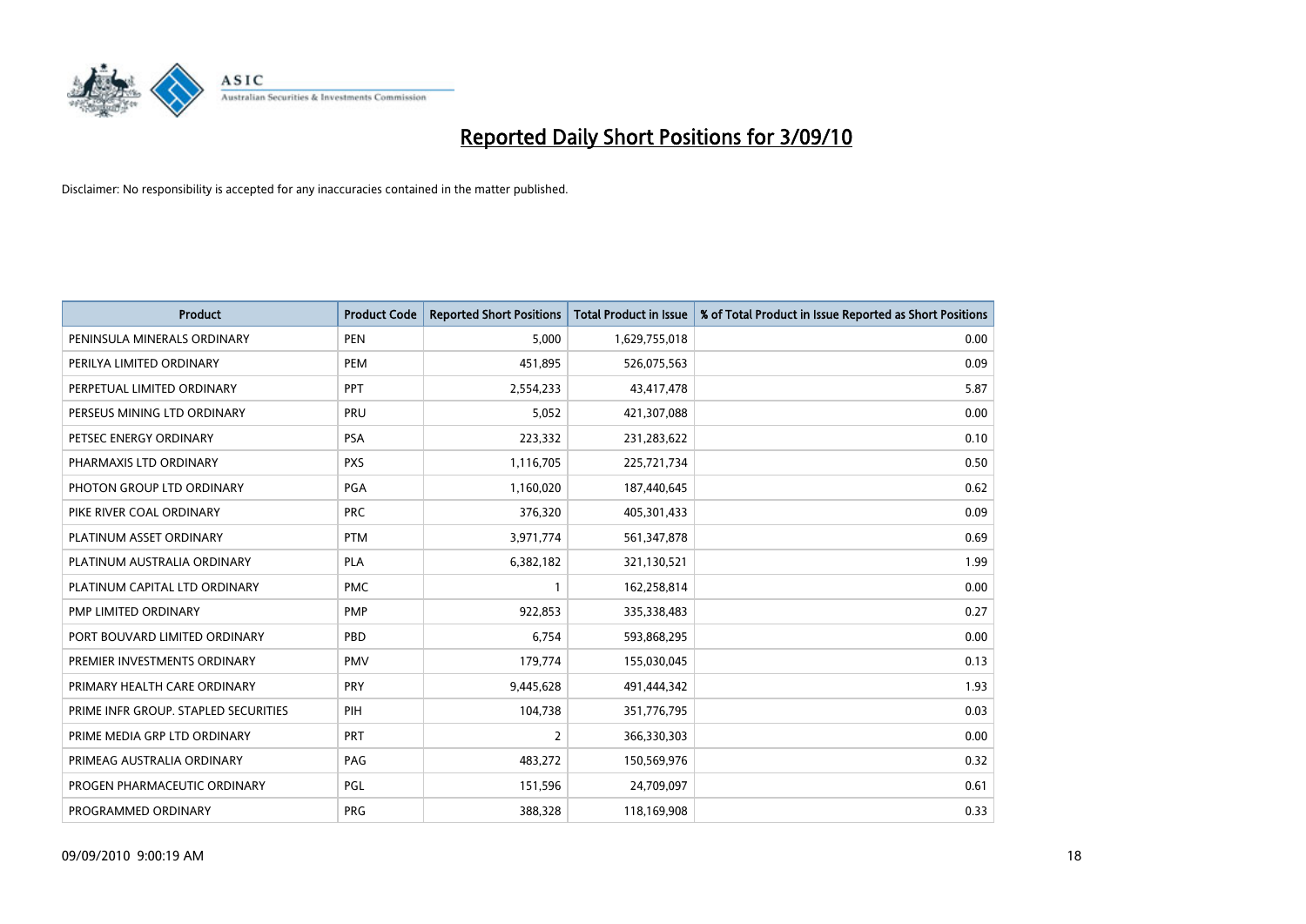# Reported Daily Short Positions for 3/09/10

Disclaimer: No responsibility is accepted for any inaccuracies contained in the matter published.

| Product | Product Code | Reported Short Positions | Total Product in Issue | % of Total Product in Issue Reported as Short Positions |
|---|---|---|---|---|
| PENINSULA MINERALS ORDINARY | PEN | 5,000 | 1,629,755,018 | 0.00 |
| PERILYA LIMITED ORDINARY | PEM | 451,895 | 526,075,563 | 0.09 |
| PERPETUAL LIMITED ORDINARY | PPT | 2,554,233 | 43,417,478 | 5.87 |
| PERSEUS MINING LTD ORDINARY | PRU | 5,052 | 421,307,088 | 0.00 |
| PETSEC ENERGY ORDINARY | PSA | 223,332 | 231,283,622 | 0.10 |
| PHARMAXIS LTD ORDINARY | PXS | 1,116,705 | 225,721,734 | 0.50 |
| PHOTON GROUP LTD ORDINARY | PGA | 1,160,020 | 187,440,645 | 0.62 |
| PIKE RIVER COAL ORDINARY | PRC | 376,320 | 405,301,433 | 0.09 |
| PLATINUM ASSET ORDINARY | PTM | 3,971,774 | 561,347,878 | 0.69 |
| PLATINUM AUSTRALIA ORDINARY | PLA | 6,382,182 | 321,130,521 | 1.99 |
| PLATINUM CAPITAL LTD ORDINARY | PMC | 1 | 162,258,814 | 0.00 |
| PMP LIMITED ORDINARY | PMP | 922,853 | 335,338,483 | 0.27 |
| PORT BOUVARD LIMITED ORDINARY | PBD | 6,754 | 593,868,295 | 0.00 |
| PREMIER INVESTMENTS ORDINARY | PMV | 179,774 | 155,030,045 | 0.13 |
| PRIMARY HEALTH CARE ORDINARY | PRY | 9,445,628 | 491,444,342 | 1.93 |
| PRIME INFR GROUP. STAPLED SECURITIES | PIH | 104,738 | 351,776,795 | 0.03 |
| PRIME MEDIA GRP LTD ORDINARY | PRT | 2 | 366,330,303 | 0.00 |
| PRIMEAG AUSTRALIA ORDINARY | PAG | 483,272 | 150,569,976 | 0.32 |
| PROGEN PHARMACEUTIC ORDINARY | PGL | 151,596 | 24,709,097 | 0.61 |
| PROGRAMMED ORDINARY | PRG | 388,328 | 118,169,908 | 0.33 |

09/09/2010 9:00:19 AM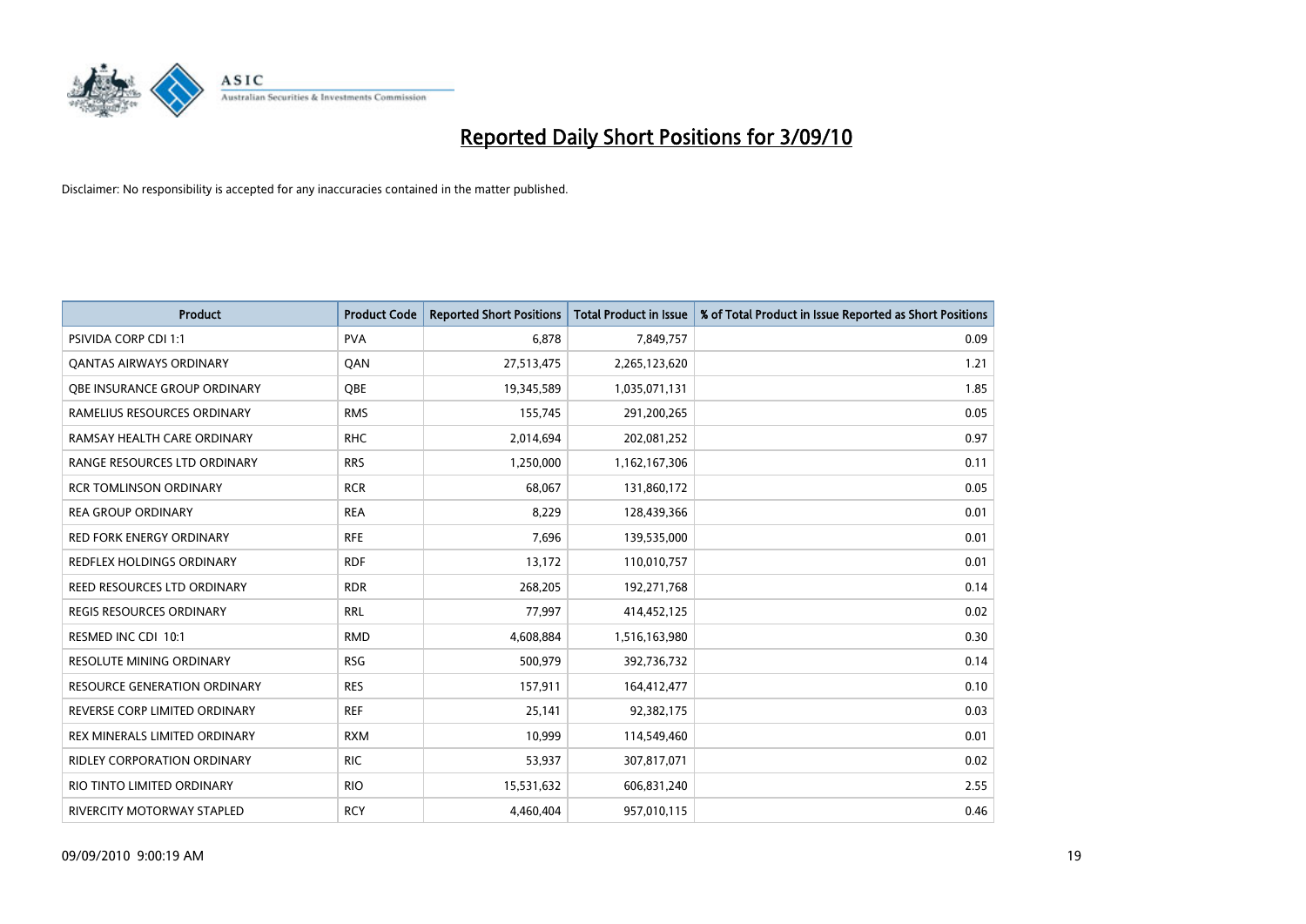# Reported Daily Short Positions for 3/09/10

Disclaimer: No responsibility is accepted for any inaccuracies contained in the matter published.

| Product | Product Code | Reported Short Positions | Total Product in Issue | % of Total Product in Issue Reported as Short Positions |
|---|---|---|---|---|
| PSIVIDA CORP CDI 1:1 | PVA | 6,878 | 7,849,757 | 0.09 |
| QANTAS AIRWAYS ORDINARY | QAN | 27,513,475 | 2,265,123,620 | 1.21 |
| QBE INSURANCE GROUP ORDINARY | QBE | 19,345,589 | 1,035,071,131 | 1.85 |
| RAMELIUS RESOURCES ORDINARY | RMS | 155,745 | 291,200,265 | 0.05 |
| RAMSAY HEALTH CARE ORDINARY | RHC | 2,014,694 | 202,081,252 | 0.97 |
| RANGE RESOURCES LTD ORDINARY | RRS | 1,250,000 | 1,162,167,306 | 0.11 |
| RCR TOMLINSON ORDINARY | RCR | 68,067 | 131,860,172 | 0.05 |
| REA GROUP ORDINARY | REA | 8,229 | 128,439,366 | 0.01 |
| RED FORK ENERGY ORDINARY | RFE | 7,696 | 139,535,000 | 0.01 |
| REDFLEX HOLDINGS ORDINARY | RDF | 13,172 | 110,010,757 | 0.01 |
| REED RESOURCES LTD ORDINARY | RDR | 268,205 | 192,271,768 | 0.14 |
| REGIS RESOURCES ORDINARY | RRL | 77,997 | 414,452,125 | 0.02 |
| RESMED INC CDI 10:1 | RMD | 4,608,884 | 1,516,163,980 | 0.30 |
| RESOLUTE MINING ORDINARY | RSG | 500,979 | 392,736,732 | 0.14 |
| RESOURCE GENERATION ORDINARY | RES | 157,911 | 164,412,477 | 0.10 |
| REVERSE CORP LIMITED ORDINARY | REF | 25,141 | 92,382,175 | 0.03 |
| REX MINERALS LIMITED ORDINARY | RXM | 10,999 | 114,549,460 | 0.01 |
| RIDLEY CORPORATION ORDINARY | RIC | 53,937 | 307,817,071 | 0.02 |
| RIO TINTO LIMITED ORDINARY | RIO | 15,531,632 | 606,831,240 | 2.55 |
| RIVERCITY MOTORWAY STAPLED | RCY | 4,460,404 | 957,010,115 | 0.46 |

09/09/2010 9:00:19 AM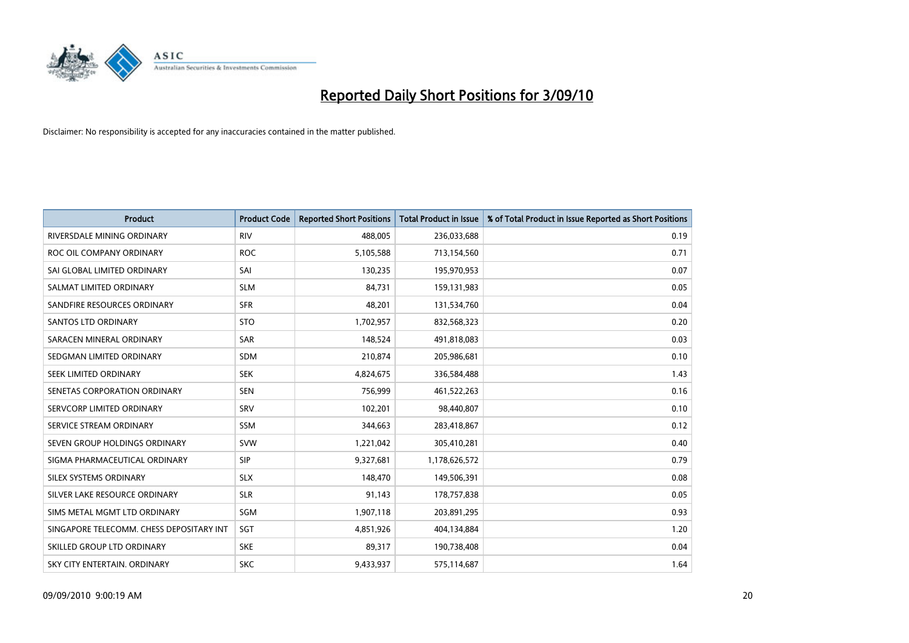# Reported Daily Short Positions for 3/09/10

Disclaimer: No responsibility is accepted for any inaccuracies contained in the matter published.

| Product | Product Code | Reported Short Positions | Total Product in Issue | % of Total Product in Issue Reported as Short Positions |
|---|---|---|---|---|
| RIVERSDALE MINING ORDINARY | RIV | 488,005 | 236,033,688 | 0.19 |
| ROC OIL COMPANY ORDINARY | ROC | 5,105,588 | 713,154,560 | 0.71 |
| SAI GLOBAL LIMITED ORDINARY | SAI | 130,235 | 195,970,953 | 0.07 |
| SALMAT LIMITED ORDINARY | SLM | 84,731 | 159,131,983 | 0.05 |
| SANDFIRE RESOURCES ORDINARY | SFR | 48,201 | 131,534,760 | 0.04 |
| SANTOS LTD ORDINARY | STO | 1,702,957 | 832,568,323 | 0.20 |
| SARACEN MINERAL ORDINARY | SAR | 148,524 | 491,818,083 | 0.03 |
| SEDGMAN LIMITED ORDINARY | SDM | 210,874 | 205,986,681 | 0.10 |
| SEEK LIMITED ORDINARY | SEK | 4,824,675 | 336,584,488 | 1.43 |
| SENETAS CORPORATION ORDINARY | SEN | 756,999 | 461,522,263 | 0.16 |
| SERVCORP LIMITED ORDINARY | SRV | 102,201 | 98,440,807 | 0.10 |
| SERVICE STREAM ORDINARY | SSM | 344,663 | 283,418,867 | 0.12 |
| SEVEN GROUP HOLDINGS ORDINARY | SVW | 1,221,042 | 305,410,281 | 0.40 |
| SIGMA PHARMACEUTICAL ORDINARY | SIP | 9,327,681 | 1,178,626,572 | 0.79 |
| SILEX SYSTEMS ORDINARY | SLX | 148,470 | 149,506,391 | 0.08 |
| SILVER LAKE RESOURCE ORDINARY | SLR | 91,143 | 178,757,838 | 0.05 |
| SIMS METAL MGMT LTD ORDINARY | SGM | 1,907,118 | 203,891,295 | 0.93 |
| SINGAPORE TELECOMM. CHESS DEPOSITARY INT | SGT | 4,851,926 | 404,134,884 | 1.20 |
| SKILLED GROUP LTD ORDINARY | SKE | 89,317 | 190,738,408 | 0.04 |
| SKY CITY ENTERTAIN. ORDINARY | SKC | 9,433,937 | 575,114,687 | 1.64 |

09/09/2010 9:00:19 AM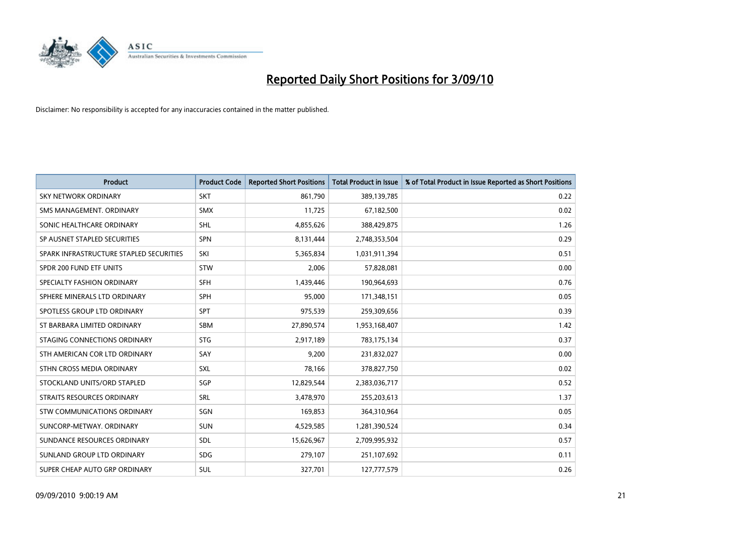# Reported Daily Short Positions for 3/09/10

Disclaimer: No responsibility is accepted for any inaccuracies contained in the matter published.

| Product | Product Code | Reported Short Positions | Total Product in Issue | % of Total Product in Issue Reported as Short Positions |
|---|---|---|---|---|
| SKY NETWORK ORDINARY | SKT | 861,790 | 389,139,785 | 0.22 |
| SMS MANAGEMENT. ORDINARY | SMX | 11,725 | 67,182,500 | 0.02 |
| SONIC HEALTHCARE ORDINARY | SHL | 4,855,626 | 388,429,875 | 1.26 |
| SP AUSNET STAPLED SECURITIES | SPN | 8,131,444 | 2,748,353,504 | 0.29 |
| SPARK INFRASTRUCTURE STAPLED SECURITIES | SKI | 5,365,834 | 1,031,911,394 | 0.51 |
| SPDR 200 FUND ETF UNITS | STW | 2,006 | 57,828,081 | 0.00 |
| SPECIALTY FASHION ORDINARY | SFH | 1,439,446 | 190,964,693 | 0.76 |
| SPHERE MINERALS LTD ORDINARY | SPH | 95,000 | 171,348,151 | 0.05 |
| SPOTLESS GROUP LTD ORDINARY | SPT | 975,539 | 259,309,656 | 0.39 |
| ST BARBARA LIMITED ORDINARY | SBM | 27,890,574 | 1,953,168,407 | 1.42 |
| STAGING CONNECTIONS ORDINARY | STG | 2,917,189 | 783,175,134 | 0.37 |
| STH AMERICAN COR LTD ORDINARY | SAY | 9,200 | 231,832,027 | 0.00 |
| STHN CROSS MEDIA ORDINARY | SXL | 78,166 | 378,827,750 | 0.02 |
| STOCKLAND UNITS/ORD STAPLED | SGP | 12,829,544 | 2,383,036,717 | 0.52 |
| STRAITS RESOURCES ORDINARY | SRL | 3,478,970 | 255,203,613 | 1.37 |
| STW COMMUNICATIONS ORDINARY | SGN | 169,853 | 364,310,964 | 0.05 |
| SUNCORP-METWAY. ORDINARY | SUN | 4,529,585 | 1,281,390,524 | 0.34 |
| SUNDANCE RESOURCES ORDINARY | SDL | 15,626,967 | 2,709,995,932 | 0.57 |
| SUNLAND GROUP LTD ORDINARY | SDG | 279,107 | 251,107,692 | 0.11 |
| SUPER CHEAP AUTO GRP ORDINARY | SUL | 327,701 | 127,777,579 | 0.26 |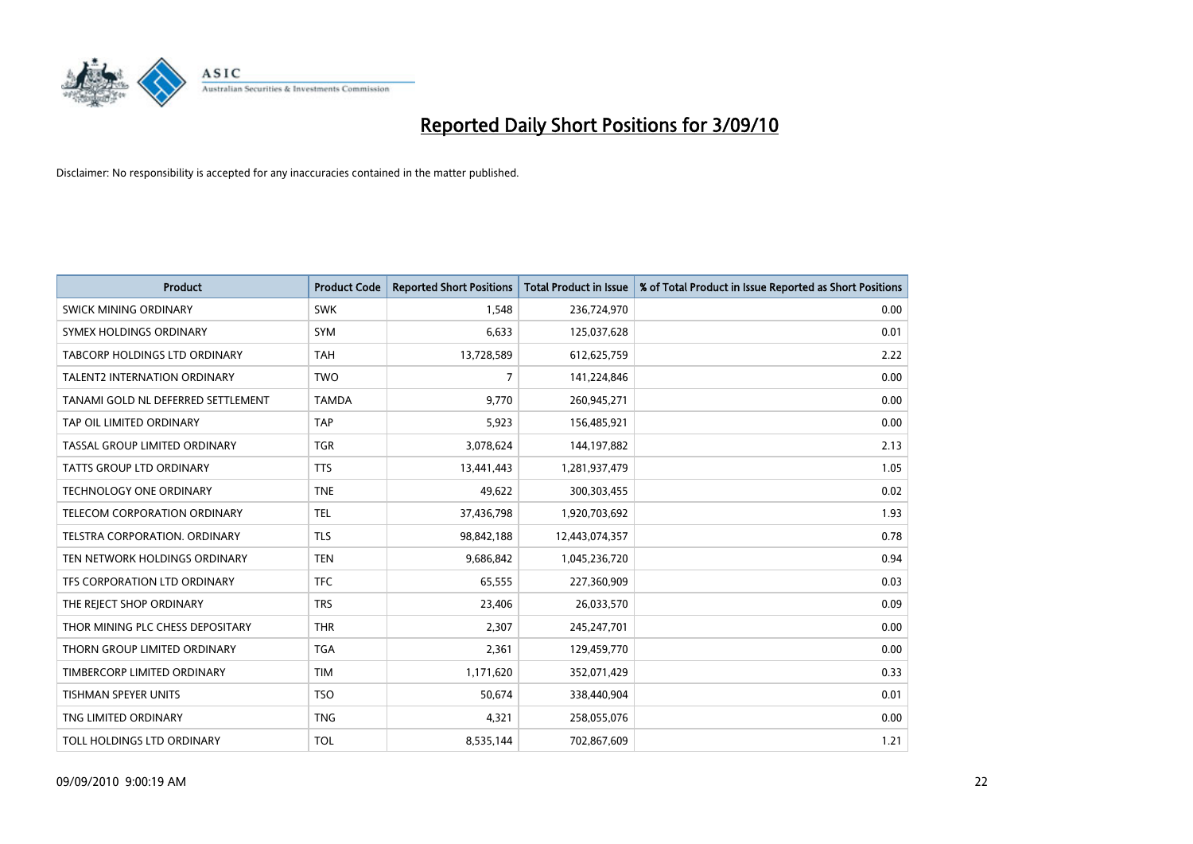# Reported Daily Short Positions for 3/09/10

Disclaimer: No responsibility is accepted for any inaccuracies contained in the matter published.

| Product | Product Code | Reported Short Positions | Total Product in Issue | % of Total Product in Issue Reported as Short Positions |
|---|---|---|---|---|
| SWICK MINING ORDINARY | SWK | 1,548 | 236,724,970 | 0.00 |
| SYMEX HOLDINGS ORDINARY | SYM | 6,633 | 125,037,628 | 0.01 |
| TABCORP HOLDINGS LTD ORDINARY | TAH | 13,728,589 | 612,625,759 | 2.22 |
| TALENT2 INTERNATION ORDINARY | TWO | 7 | 141,224,846 | 0.00 |
| TANAMI GOLD NL DEFERRED SETTLEMENT | TAMDA | 9,770 | 260,945,271 | 0.00 |
| TAP OIL LIMITED ORDINARY | TAP | 5,923 | 156,485,921 | 0.00 |
| TASSAL GROUP LIMITED ORDINARY | TGR | 3,078,624 | 144,197,882 | 2.13 |
| TATTS GROUP LTD ORDINARY | TTS | 13,441,443 | 1,281,937,479 | 1.05 |
| TECHNOLOGY ONE ORDINARY | TNE | 49,622 | 300,303,455 | 0.02 |
| TELECOM CORPORATION ORDINARY | TEL | 37,436,798 | 1,920,703,692 | 1.93 |
| TELSTRA CORPORATION. ORDINARY | TLS | 98,842,188 | 12,443,074,357 | 0.78 |
| TEN NETWORK HOLDINGS ORDINARY | TEN | 9,686,842 | 1,045,236,720 | 0.94 |
| TFS CORPORATION LTD ORDINARY | TFC | 65,555 | 227,360,909 | 0.03 |
| THE REJECT SHOP ORDINARY | TRS | 23,406 | 26,033,570 | 0.09 |
| THOR MINING PLC CHESS DEPOSITARY | THR | 2,307 | 245,247,701 | 0.00 |
| THORN GROUP LIMITED ORDINARY | TGA | 2,361 | 129,459,770 | 0.00 |
| TIMBERCORP LIMITED ORDINARY | TIM | 1,171,620 | 352,071,429 | 0.33 |
| TISHMAN SPEYER UNITS | TSO | 50,674 | 338,440,904 | 0.01 |
| TNG LIMITED ORDINARY | TNG | 4,321 | 258,055,076 | 0.00 |
| TOLL HOLDINGS LTD ORDINARY | TOL | 8,535,144 | 702,867,609 | 1.21 |

09/09/2010 9:00:19 AM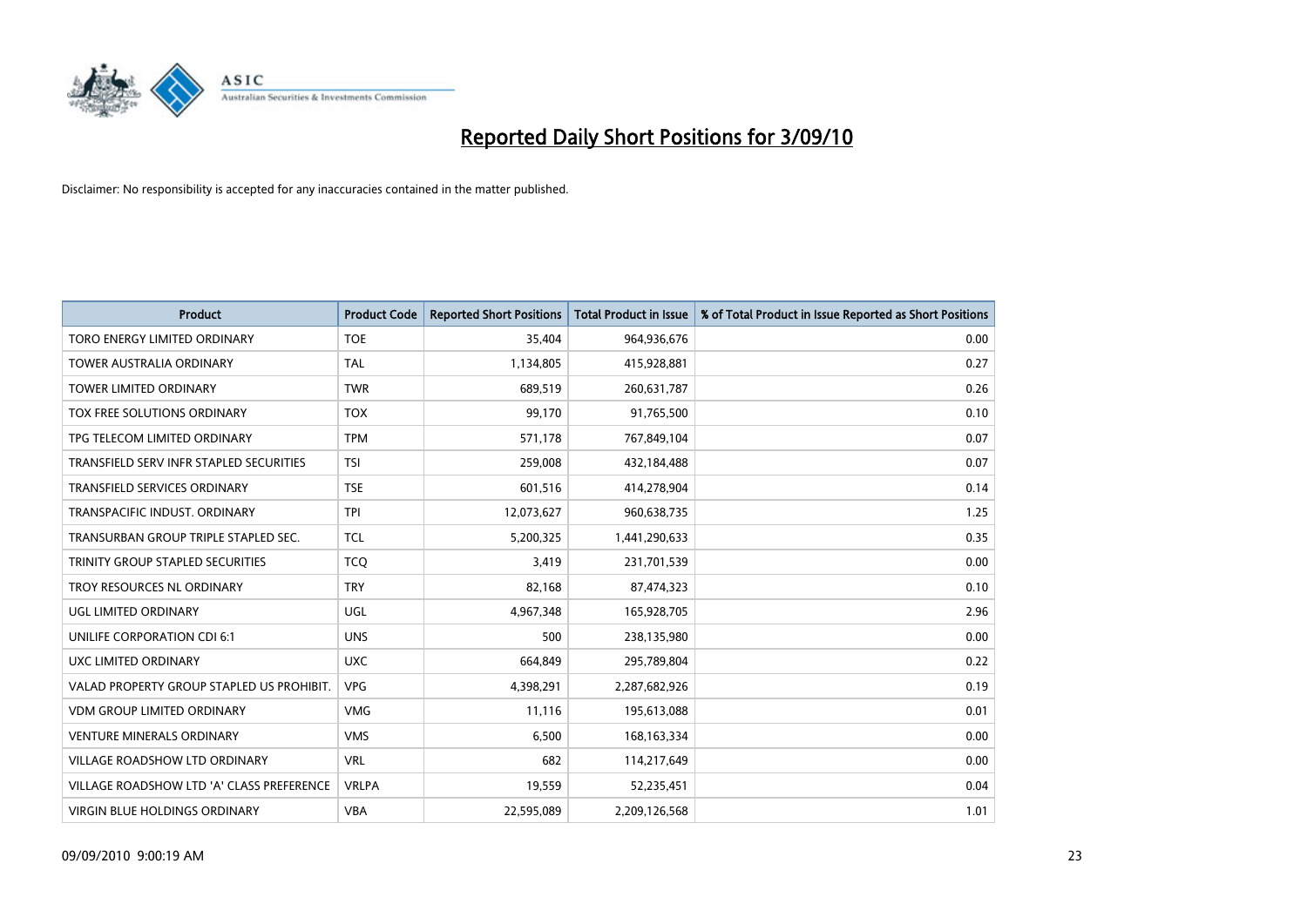# Reported Daily Short Positions for 3/09/10

Disclaimer: No responsibility is accepted for any inaccuracies contained in the matter published.

| Product | Product Code | Reported Short Positions | Total Product in Issue | % of Total Product in Issue Reported as Short Positions |
|---|---|---|---|---|
| TORO ENERGY LIMITED ORDINARY | TOE | 35,404 | 964,936,676 | 0.00 |
| TOWER AUSTRALIA ORDINARY | TAL | 1,134,805 | 415,928,881 | 0.27 |
| TOWER LIMITED ORDINARY | TWR | 689,519 | 260,631,787 | 0.26 |
| TOX FREE SOLUTIONS ORDINARY | TOX | 99,170 | 91,765,500 | 0.10 |
| TPG TELECOM LIMITED ORDINARY | TPM | 571,178 | 767,849,104 | 0.07 |
| TRANSFIELD SERV INFR STAPLED SECURITIES | TSI | 259,008 | 432,184,488 | 0.07 |
| TRANSFIELD SERVICES ORDINARY | TSE | 601,516 | 414,278,904 | 0.14 |
| TRANSPACIFIC INDUST. ORDINARY | TPI | 12,073,627 | 960,638,735 | 1.25 |
| TRANSURBAN GROUP TRIPLE STAPLED SEC. | TCL | 5,200,325 | 1,441,290,633 | 0.35 |
| TRINITY GROUP STAPLED SECURITIES | TCQ | 3,419 | 231,701,539 | 0.00 |
| TROY RESOURCES NL ORDINARY | TRY | 82,168 | 87,474,323 | 0.10 |
| UGL LIMITED ORDINARY | UGL | 4,967,348 | 165,928,705 | 2.96 |
| UNILIFE CORPORATION CDI 6:1 | UNS | 500 | 238,135,980 | 0.00 |
| UXC LIMITED ORDINARY | UXC | 664,849 | 295,789,804 | 0.22 |
| VALAD PROPERTY GROUP STAPLED US PROHIBIT. | VPG | 4,398,291 | 2,287,682,926 | 0.19 |
| VDM GROUP LIMITED ORDINARY | VMG | 11,116 | 195,613,088 | 0.01 |
| VENTURE MINERALS ORDINARY | VMS | 6,500 | 168,163,334 | 0.00 |
| VILLAGE ROADSHOW LTD ORDINARY | VRL | 682 | 114,217,649 | 0.00 |
| VILLAGE ROADSHOW LTD 'A' CLASS PREFERENCE | VRLPA | 19,559 | 52,235,451 | 0.04 |
| VIRGIN BLUE HOLDINGS ORDINARY | VBA | 22,595,089 | 2,209,126,568 | 1.01 |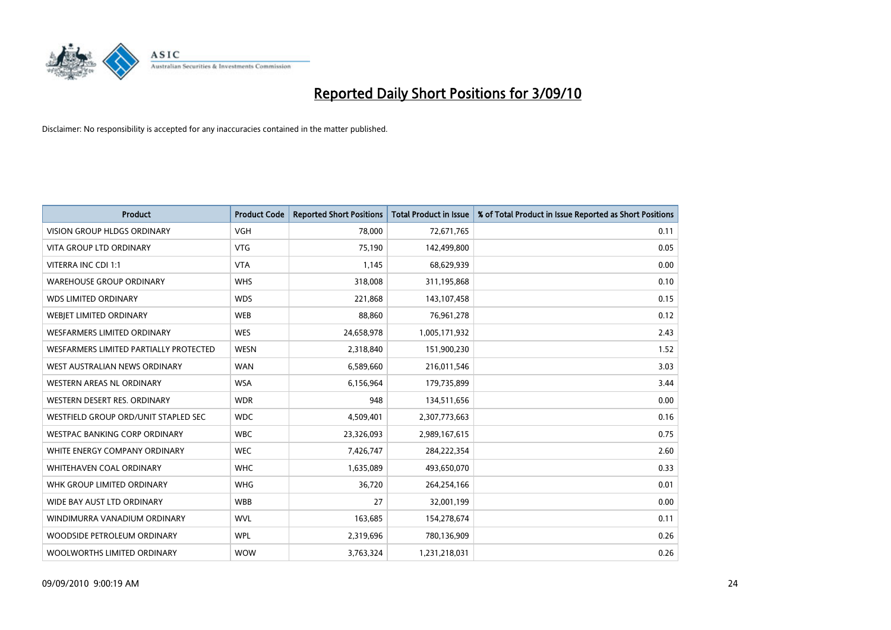# Reported Daily Short Positions for 3/09/10

Disclaimer: No responsibility is accepted for any inaccuracies contained in the matter published.

| Product | Product Code | Reported Short Positions | Total Product in Issue | % of Total Product in Issue Reported as Short Positions |
|---|---|---|---|---|
| VISION GROUP HLDGS ORDINARY | VGH | 78,000 | 72,671,765 | 0.11 |
| VITA GROUP LTD ORDINARY | VTG | 75,190 | 142,499,800 | 0.05 |
| VITERRA INC CDI 1:1 | VTA | 1,145 | 68,629,939 | 0.00 |
| WAREHOUSE GROUP ORDINARY | WHS | 318,008 | 311,195,868 | 0.10 |
| WDS LIMITED ORDINARY | WDS | 221,868 | 143,107,458 | 0.15 |
| WEBJET LIMITED ORDINARY | WEB | 88,860 | 76,961,278 | 0.12 |
| WESFARMERS LIMITED ORDINARY | WES | 24,658,978 | 1,005,171,932 | 2.43 |
| WESFARMERS LIMITED PARTIALLY PROTECTED | WESN | 2,318,840 | 151,900,230 | 1.52 |
| WEST AUSTRALIAN NEWS ORDINARY | WAN | 6,589,660 | 216,011,546 | 3.03 |
| WESTERN AREAS NL ORDINARY | WSA | 6,156,964 | 179,735,899 | 3.44 |
| WESTERN DESERT RES. ORDINARY | WDR | 948 | 134,511,656 | 0.00 |
| WESTFIELD GROUP ORD/UNIT STAPLED SEC | WDC | 4,509,401 | 2,307,773,663 | 0.16 |
| WESTPAC BANKING CORP ORDINARY | WBC | 23,326,093 | 2,989,167,615 | 0.75 |
| WHITE ENERGY COMPANY ORDINARY | WEC | 7,426,747 | 284,222,354 | 2.60 |
| WHITEHAVEN COAL ORDINARY | WHC | 1,635,089 | 493,650,070 | 0.33 |
| WHK GROUP LIMITED ORDINARY | WHG | 36,720 | 264,254,166 | 0.01 |
| WIDE BAY AUST LTD ORDINARY | WBB | 27 | 32,001,199 | 0.00 |
| WINDIMURRA VANADIUM ORDINARY | WVL | 163,685 | 154,278,674 | 0.11 |
| WOODSIDE PETROLEUM ORDINARY | WPL | 2,319,696 | 780,136,909 | 0.26 |
| WOOLWORTHS LIMITED ORDINARY | WOW | 3,763,324 | 1,231,218,031 | 0.26 |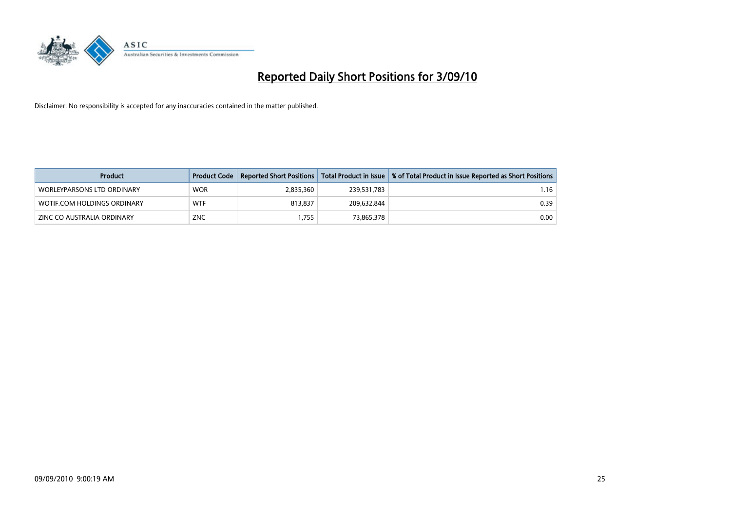# Reported Daily Short Positions for 3/09/10

Disclaimer: No responsibility is accepted for any inaccuracies contained in the matter published.

| Product | Product Code | Reported Short Positions | Total Product in Issue | % of Total Product in Issue Reported as Short Positions |
|---|---|---|---|---|
| WORLEYPARSONS LTD ORDINARY | WOR | 2,835,360 | 239,531,783 | 1.16 |
| WOTIF.COM HOLDINGS ORDINARY | WTF | 813,837 | 209,632,844 | 0.39 |
| ZINC CO AUSTRALIA ORDINARY | ZNC | 1,755 | 73,865,378 | 0.00 |

09/09/2010 9:00:19 AM